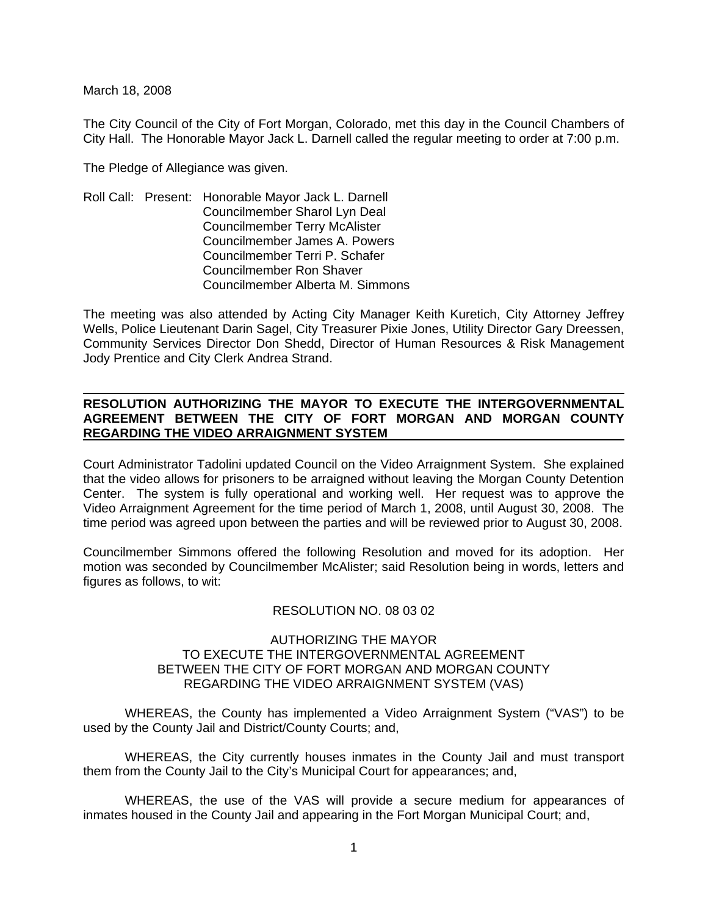March 18, 2008

The City Council of the City of Fort Morgan, Colorado, met this day in the Council Chambers of City Hall. The Honorable Mayor Jack L. Darnell called the regular meeting to order at 7:00 p.m.

The Pledge of Allegiance was given.

Roll Call: Present: Honorable Mayor Jack L. Darnell
Councilmember Sharol Lyn Deal
Councilmember Terry McAlister
Councilmember James A. Powers
Councilmember Terri P. Schafer
Councilmember Ron Shaver
Councilmember Alberta M. Simmons

The meeting was also attended by Acting City Manager Keith Kuretich, City Attorney Jeffrey Wells, Police Lieutenant Darin Sagel, City Treasurer Pixie Jones, Utility Director Gary Dreessen, Community Services Director Don Shedd, Director of Human Resources & Risk Management Jody Prentice and City Clerk Andrea Strand.

---

**RESOLUTION AUTHORIZING THE MAYOR TO EXECUTE THE INTERGOVERNMENTAL AGREEMENT BETWEEN THE CITY OF FORT MORGAN AND MORGAN COUNTY REGARDING THE VIDEO ARRAIGNMENT SYSTEM**

Court Administrator Tadolini updated Council on the Video Arraignment System. She explained that the video allows for prisoners to be arraigned without leaving the Morgan County Detention Center. The system is fully operational and working well. Her request was to approve the Video Arraignment Agreement for the time period of March 1, 2008, until August 30, 2008. The time period was agreed upon between the parties and will be reviewed prior to August 30, 2008.

Councilmember Simmons offered the following Resolution and moved for its adoption. Her motion was seconded by Councilmember McAlister; said Resolution being in words, letters and figures as follows, to wit:

RESOLUTION NO. 08 03 02

AUTHORIZING THE MAYOR
TO EXECUTE THE INTERGOVERNMENTAL AGREEMENT
BETWEEN THE CITY OF FORT MORGAN AND MORGAN COUNTY
REGARDING THE VIDEO ARRAIGNMENT SYSTEM (VAS)

WHEREAS, the County has implemented a Video Arraignment System ("VAS") to be used by the County Jail and District/County Courts; and,

WHEREAS, the City currently houses inmates in the County Jail and must transport them from the County Jail to the City's Municipal Court for appearances; and,

WHEREAS, the use of the VAS will provide a secure medium for appearances of inmates housed in the County Jail and appearing in the Fort Morgan Municipal Court; and,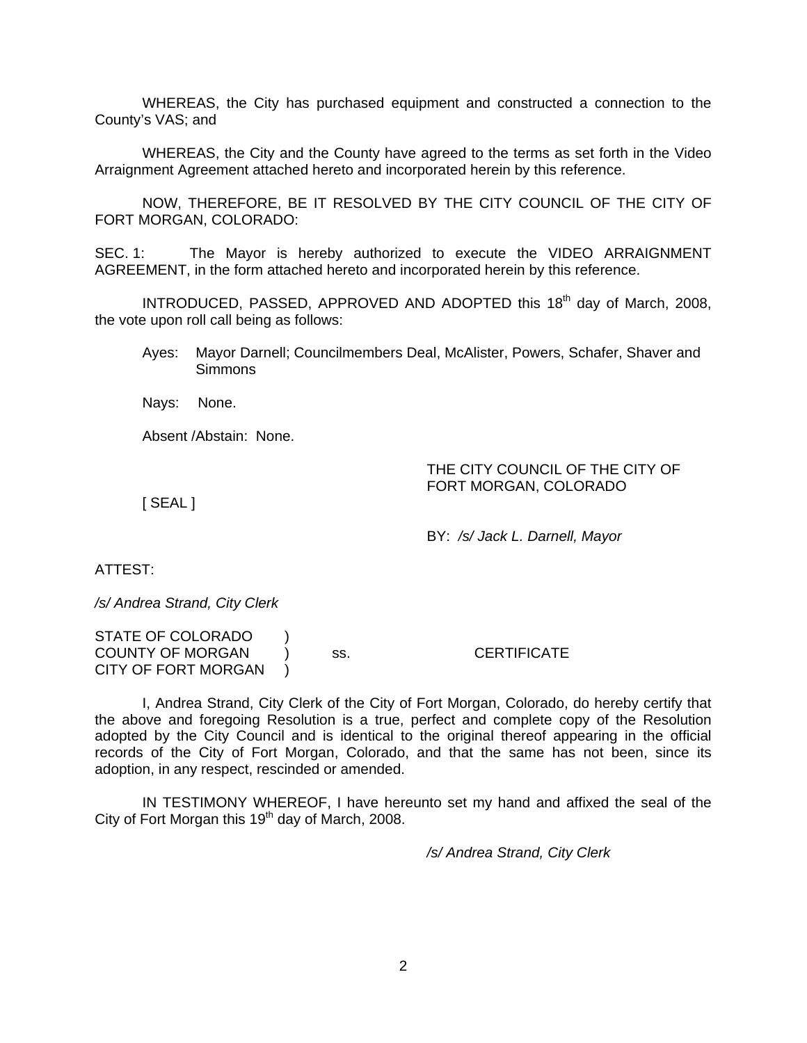WHEREAS, the City has purchased equipment and constructed a connection to the County's VAS; and

WHEREAS, the City and the County have agreed to the terms as set forth in the Video Arraignment Agreement attached hereto and incorporated herein by this reference.

NOW, THEREFORE, BE IT RESOLVED BY THE CITY COUNCIL OF THE CITY OF FORT MORGAN, COLORADO:

SEC. 1: The Mayor is hereby authorized to execute the VIDEO ARRAIGNMENT AGREEMENT, in the form attached hereto and incorporated herein by this reference.

INTRODUCED, PASSED, APPROVED AND ADOPTED this 18th day of March, 2008, the vote upon roll call being as follows:

Ayes: Mayor Darnell; Councilmembers Deal, McAlister, Powers, Schafer, Shaver and Simmons

Nays: None.

Absent /Abstain: None.

THE CITY COUNCIL OF THE CITY OF FORT MORGAN, COLORADO

[ SEAL ]

BY: */s/ Jack L. Darnell, Mayor*

ATTEST:

*/s/ Andrea Strand, City Clerk*

STATE OF COLORADO )
COUNTY OF MORGAN ) ss. CERTIFICATE
CITY OF FORT MORGAN )

I, Andrea Strand, City Clerk of the City of Fort Morgan, Colorado, do hereby certify that the above and foregoing Resolution is a true, perfect and complete copy of the Resolution adopted by the City Council and is identical to the original thereof appearing in the official records of the City of Fort Morgan, Colorado, and that the same has not been, since its adoption, in any respect, rescinded or amended.

IN TESTIMONY WHEREOF, I have hereunto set my hand and affixed the seal of the City of Fort Morgan this 19th day of March, 2008.

*/s/ Andrea Strand, City Clerk*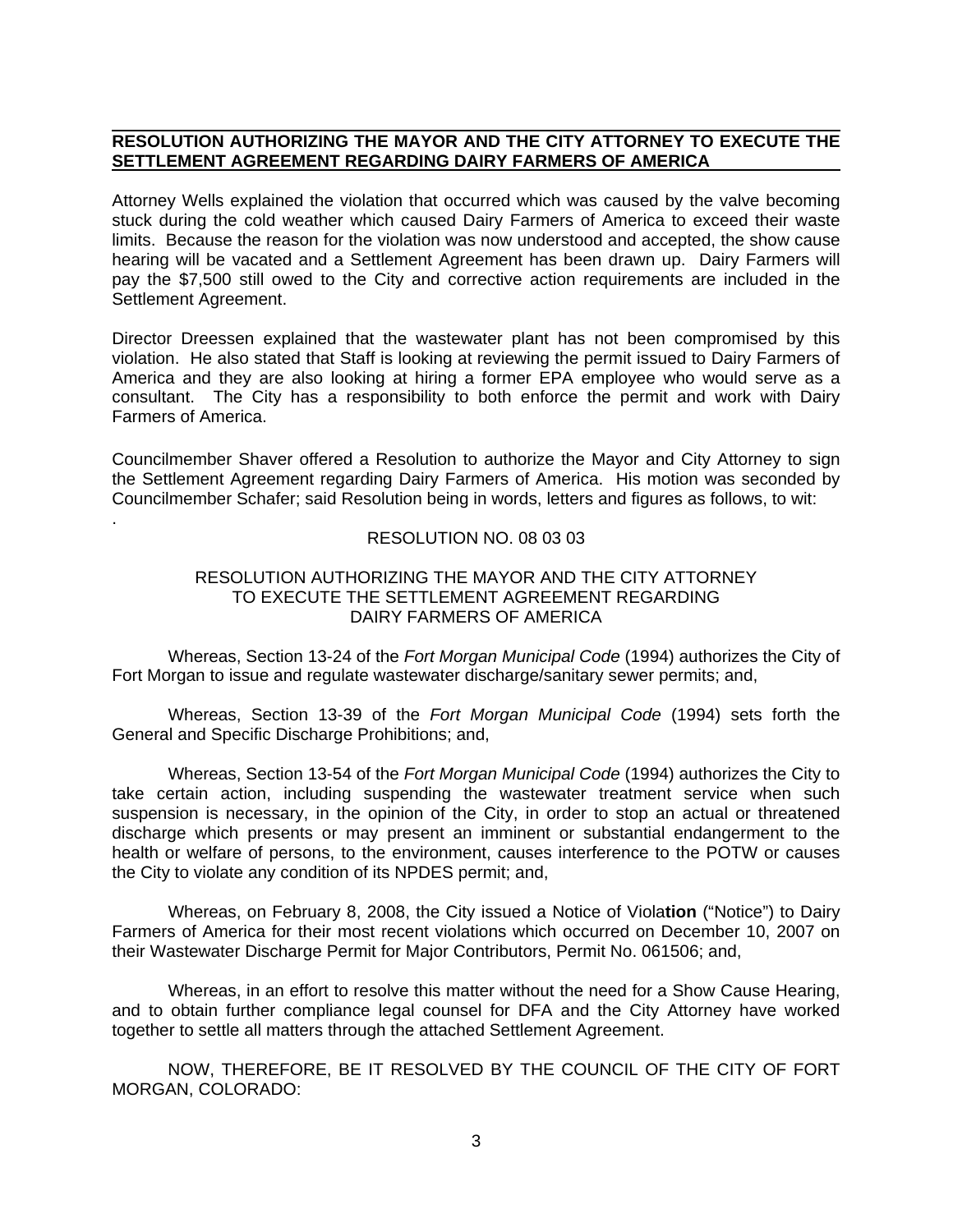**RESOLUTION AUTHORIZING THE MAYOR AND THE CITY ATTORNEY TO EXECUTE THE SETTLEMENT AGREEMENT REGARDING DAIRY FARMERS OF AMERICA**

Attorney Wells explained the violation that occurred which was caused by the valve becoming stuck during the cold weather which caused Dairy Farmers of America to exceed their waste limits. Because the reason for the violation was now understood and accepted, the show cause hearing will be vacated and a Settlement Agreement has been drawn up. Dairy Farmers will pay the $7,500 still owed to the City and corrective action requirements are included in the Settlement Agreement.

Director Dreessen explained that the wastewater plant has not been compromised by this violation. He also stated that Staff is looking at reviewing the permit issued to Dairy Farmers of America and they are also looking at hiring a former EPA employee who would serve as a consultant. The City has a responsibility to both enforce the permit and work with Dairy Farmers of America.

Councilmember Shaver offered a Resolution to authorize the Mayor and City Attorney to sign the Settlement Agreement regarding Dairy Farmers of America. His motion was seconded by Councilmember Schafer; said Resolution being in words, letters and figures as follows, to wit:
.

RESOLUTION NO. 08 03 03

RESOLUTION AUTHORIZING THE MAYOR AND THE CITY ATTORNEY TO EXECUTE THE SETTLEMENT AGREEMENT REGARDING DAIRY FARMERS OF AMERICA

Whereas, Section 13-24 of the *Fort Morgan Municipal Code* (1994) authorizes the City of Fort Morgan to issue and regulate wastewater discharge/sanitary sewer permits; and,

Whereas, Section 13-39 of the *Fort Morgan Municipal Code* (1994) sets forth the General and Specific Discharge Prohibitions; and,

Whereas, Section 13-54 of the *Fort Morgan Municipal Code* (1994) authorizes the City to take certain action, including suspending the wastewater treatment service when such suspension is necessary, in the opinion of the City, in order to stop an actual or threatened discharge which presents or may present an imminent or substantial endangerment to the health or welfare of persons, to the environment, causes interference to the POTW or causes the City to violate any condition of its NPDES permit; and,

Whereas, on February 8, 2008, the City issued a Notice of Viola**tion** ("Notice") to Dairy Farmers of America for their most recent violations which occurred on December 10, 2007 on their Wastewater Discharge Permit for Major Contributors, Permit No. 061506; and,

Whereas, in an effort to resolve this matter without the need for a Show Cause Hearing, and to obtain further compliance legal counsel for DFA and the City Attorney have worked together to settle all matters through the attached Settlement Agreement.

NOW, THEREFORE, BE IT RESOLVED BY THE COUNCIL OF THE CITY OF FORT MORGAN, COLORADO: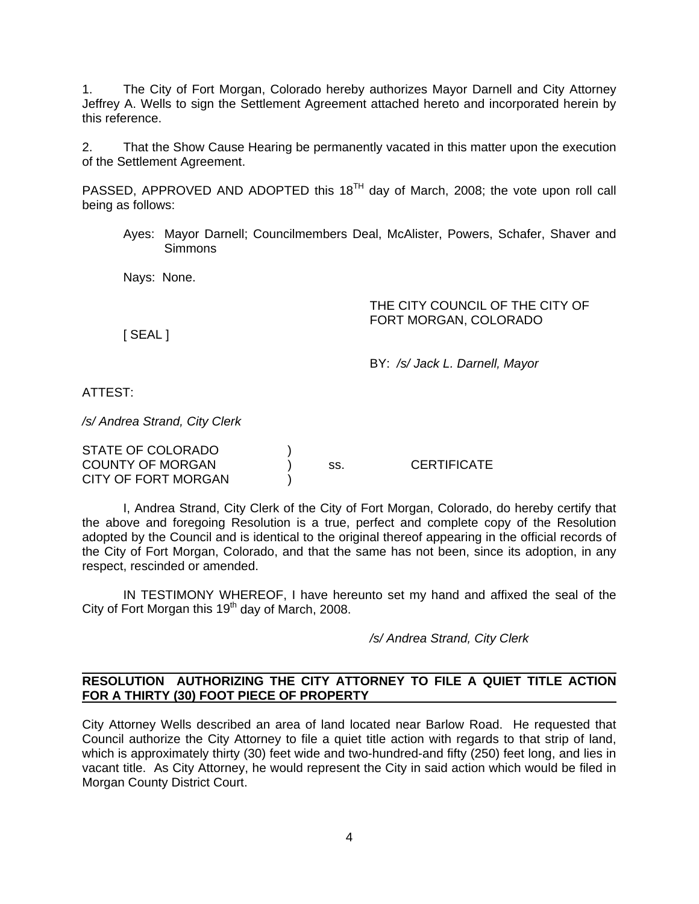1. The City of Fort Morgan, Colorado hereby authorizes Mayor Darnell and City Attorney Jeffrey A. Wells to sign the Settlement Agreement attached hereto and incorporated herein by this reference.

2. That the Show Cause Hearing be permanently vacated in this matter upon the execution of the Settlement Agreement.

PASSED, APPROVED AND ADOPTED this 18$^{TH}$ day of March, 2008; the vote upon roll call being as follows:

Ayes: Mayor Darnell; Councilmembers Deal, McAlister, Powers, Schafer, Shaver and Simmons

Nays: None.

THE CITY COUNCIL OF THE CITY OF FORT MORGAN, COLORADO

[ SEAL ]

BY: */s/ Jack L. Darnell, Mayor*

ATTEST:

*/s/ Andrea Strand, City Clerk*

STATE OF COLORADO )
COUNTY OF MORGAN ) ss. CERTIFICATE
CITY OF FORT MORGAN )

I, Andrea Strand, City Clerk of the City of Fort Morgan, Colorado, do hereby certify that the above and foregoing Resolution is a true, perfect and complete copy of the Resolution adopted by the Council and is identical to the original thereof appearing in the official records of the City of Fort Morgan, Colorado, and that the same has not been, since its adoption, in any respect, rescinded or amended.

IN TESTIMONY WHEREOF, I have hereunto set my hand and affixed the seal of the City of Fort Morgan this 19$^{th}$ day of March, 2008.

*/s/ Andrea Strand, City Clerk*

**RESOLUTION AUTHORIZING THE CITY ATTORNEY TO FILE A QUIET TITLE ACTION FOR A THIRTY (30) FOOT PIECE OF PROPERTY**

City Attorney Wells described an area of land located near Barlow Road. He requested that Council authorize the City Attorney to file a quiet title action with regards to that strip of land, which is approximately thirty (30) feet wide and two-hundred-and fifty (250) feet long, and lies in vacant title. As City Attorney, he would represent the City in said action which would be filed in Morgan County District Court.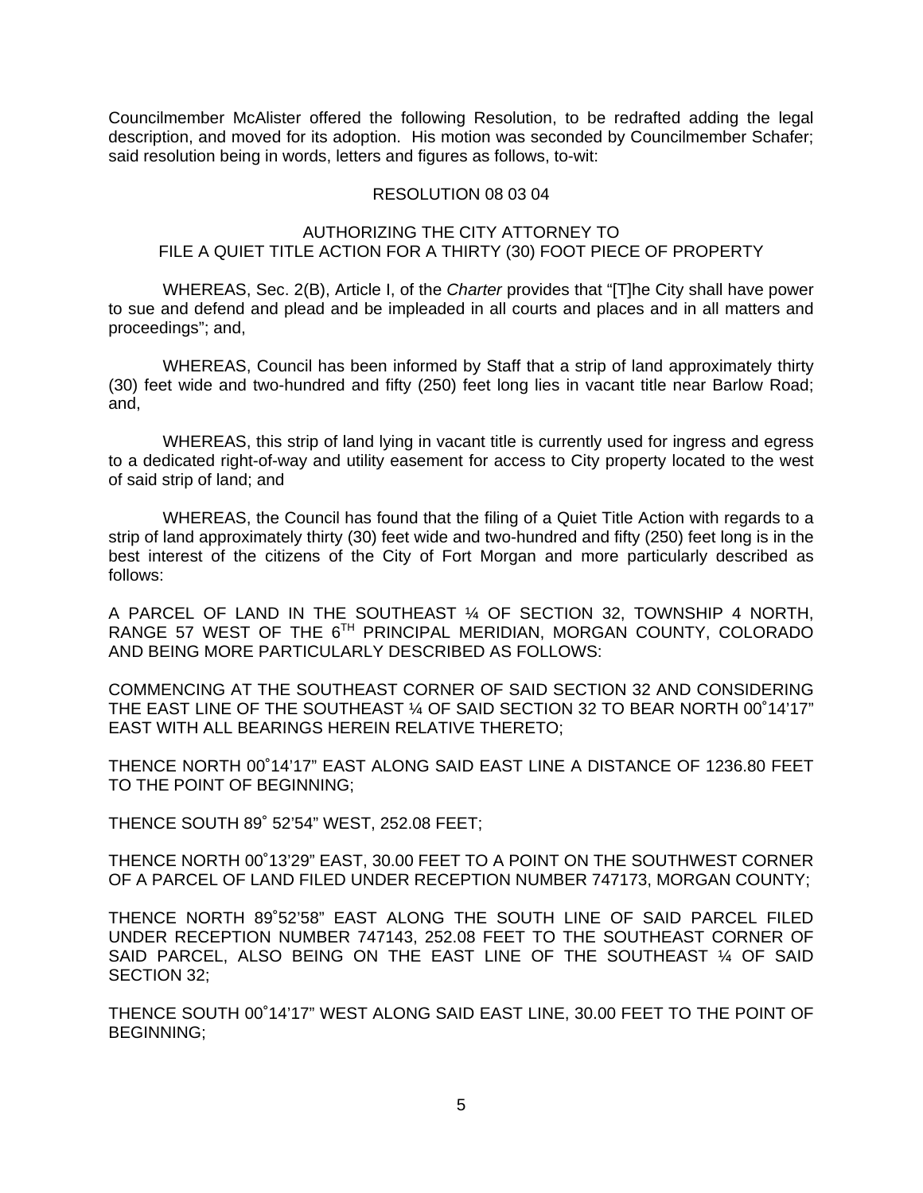Councilmember McAlister offered the following Resolution, to be redrafted adding the legal description, and moved for its adoption. His motion was seconded by Councilmember Schafer; said resolution being in words, letters and figures as follows, to-wit:

RESOLUTION 08 03 04

AUTHORIZING THE CITY ATTORNEY TO FILE A QUIET TITLE ACTION FOR A THIRTY (30) FOOT PIECE OF PROPERTY

WHEREAS, Sec. 2(B), Article I, of the *Charter* provides that "[T]he City shall have power to sue and defend and plead and be impleaded in all courts and places and in all matters and proceedings"; and,

WHEREAS, Council has been informed by Staff that a strip of land approximately thirty (30) feet wide and two-hundred and fifty (250) feet long lies in vacant title near Barlow Road; and,

WHEREAS, this strip of land lying in vacant title is currently used for ingress and egress to a dedicated right-of-way and utility easement for access to City property located to the west of said strip of land; and

WHEREAS, the Council has found that the filing of a Quiet Title Action with regards to a strip of land approximately thirty (30) feet wide and two-hundred and fifty (250) feet long is in the best interest of the citizens of the City of Fort Morgan and more particularly described as follows:

A PARCEL OF LAND IN THE SOUTHEAST ¼ OF SECTION 32, TOWNSHIP 4 NORTH, RANGE 57 WEST OF THE 6TH PRINCIPAL MERIDIAN, MORGAN COUNTY, COLORADO AND BEING MORE PARTICULARLY DESCRIBED AS FOLLOWS:

COMMENCING AT THE SOUTHEAST CORNER OF SAID SECTION 32 AND CONSIDERING THE EAST LINE OF THE SOUTHEAST ¼ OF SAID SECTION 32 TO BEAR NORTH 00˚14'17" EAST WITH ALL BEARINGS HEREIN RELATIVE THERETO;

THENCE NORTH 00˚14'17" EAST ALONG SAID EAST LINE A DISTANCE OF 1236.80 FEET TO THE POINT OF BEGINNING;

THENCE SOUTH 89˚ 52'54" WEST, 252.08 FEET;

THENCE NORTH 00˚13'29" EAST, 30.00 FEET TO A POINT ON THE SOUTHWEST CORNER OF A PARCEL OF LAND FILED UNDER RECEPTION NUMBER 747173, MORGAN COUNTY;

THENCE NORTH 89˚52'58" EAST ALONG THE SOUTH LINE OF SAID PARCEL FILED UNDER RECEPTION NUMBER 747143, 252.08 FEET TO THE SOUTHEAST CORNER OF SAID PARCEL, ALSO BEING ON THE EAST LINE OF THE SOUTHEAST ¼ OF SAID SECTION 32;

THENCE SOUTH 00˚14'17" WEST ALONG SAID EAST LINE, 30.00 FEET TO THE POINT OF BEGINNING;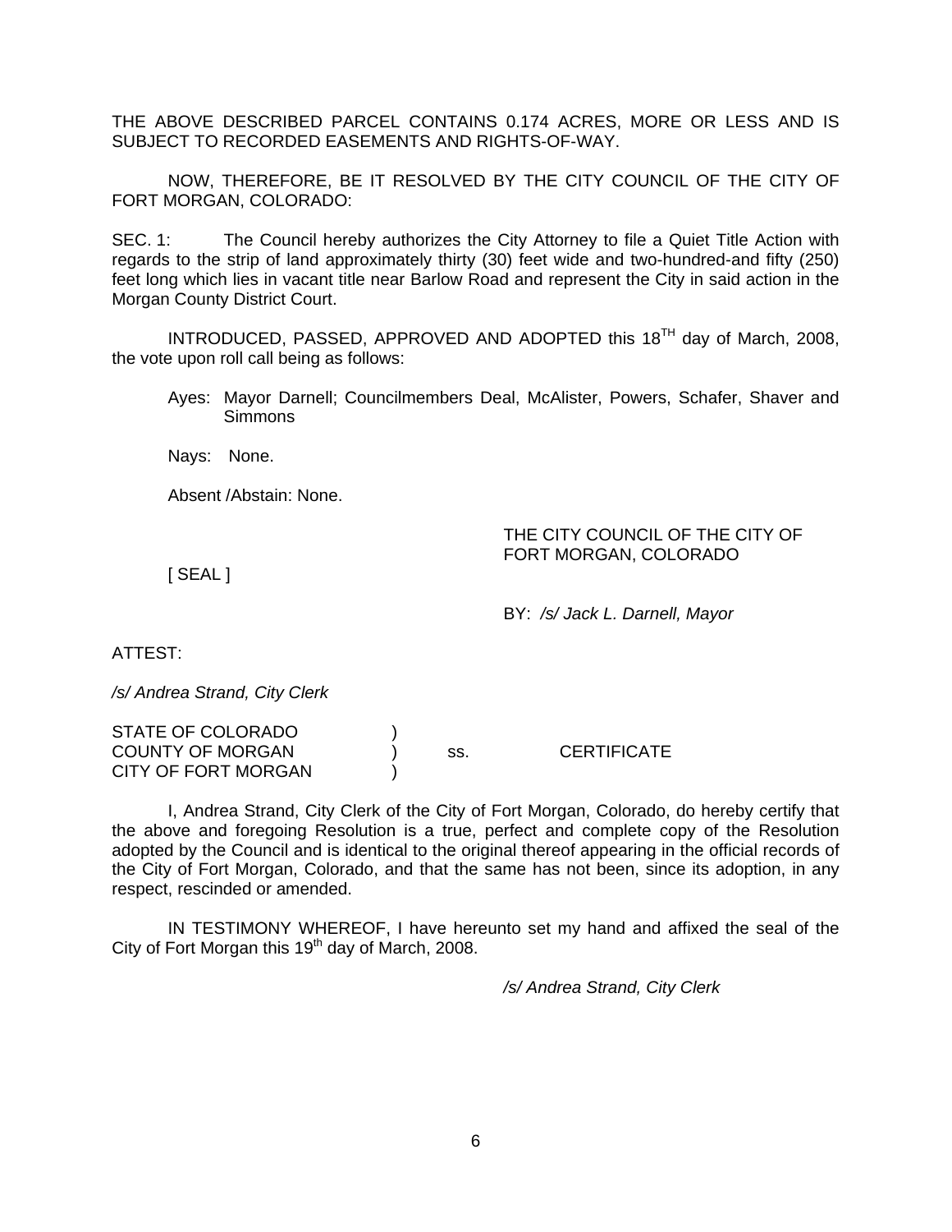THE ABOVE DESCRIBED PARCEL CONTAINS 0.174 ACRES, MORE OR LESS AND IS SUBJECT TO RECORDED EASEMENTS AND RIGHTS-OF-WAY.

NOW, THEREFORE, BE IT RESOLVED BY THE CITY COUNCIL OF THE CITY OF FORT MORGAN, COLORADO:

SEC. 1: The Council hereby authorizes the City Attorney to file a Quiet Title Action with regards to the strip of land approximately thirty (30) feet wide and two-hundred-and fifty (250) feet long which lies in vacant title near Barlow Road and represent the City in said action in the Morgan County District Court.

INTRODUCED, PASSED, APPROVED AND ADOPTED this 18TH day of March, 2008, the vote upon roll call being as follows:

Ayes: Mayor Darnell; Councilmembers Deal, McAlister, Powers, Schafer, Shaver and Simmons

Nays: None.

Absent /Abstain: None.

THE CITY COUNCIL OF THE CITY OF FORT MORGAN, COLORADO

[ SEAL ]

BY: */s/ Jack L. Darnell, Mayor*

ATTEST:

*/s/ Andrea Strand, City Clerk*

STATE OF COLORADO )
COUNTY OF MORGAN ) ss. CERTIFICATE
CITY OF FORT MORGAN )

I, Andrea Strand, City Clerk of the City of Fort Morgan, Colorado, do hereby certify that the above and foregoing Resolution is a true, perfect and complete copy of the Resolution adopted by the Council and is identical to the original thereof appearing in the official records of the City of Fort Morgan, Colorado, and that the same has not been, since its adoption, in any respect, rescinded or amended.

IN TESTIMONY WHEREOF, I have hereunto set my hand and affixed the seal of the City of Fort Morgan this 19th day of March, 2008.

*/s/ Andrea Strand, City Clerk*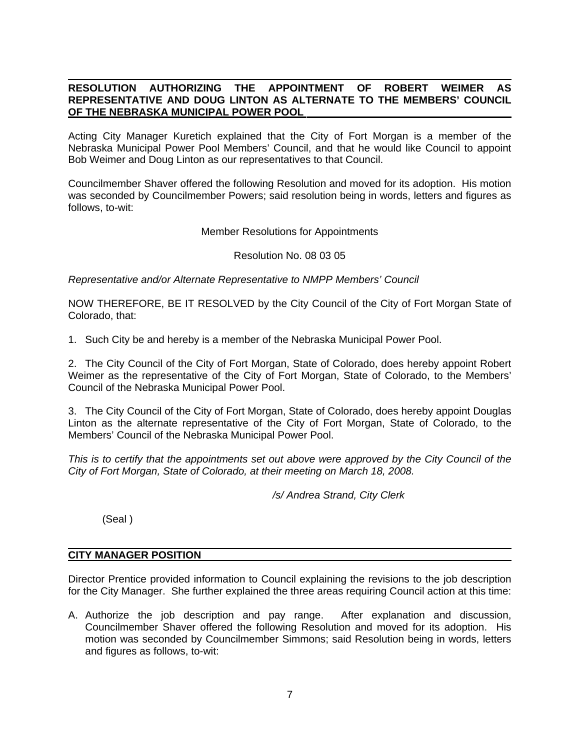## RESOLUTION AUTHORIZING THE APPOINTMENT OF ROBERT WEIMER AS REPRESENTATIVE AND DOUG LINTON AS ALTERNATE TO THE MEMBERS' COUNCIL OF THE NEBRASKA MUNICIPAL POWER POOL

Acting City Manager Kuretich explained that the City of Fort Morgan is a member of the Nebraska Municipal Power Pool Members' Council, and that he would like Council to appoint Bob Weimer and Doug Linton as our representatives to that Council.

Councilmember Shaver offered the following Resolution and moved for its adoption. His motion was seconded by Councilmember Powers; said resolution being in words, letters and figures as follows, to-wit:

Member Resolutions for Appointments

Resolution No. 08 03 05

*Representative and/or Alternate Representative to NMPP Members' Council*

NOW THEREFORE, BE IT RESOLVED by the City Council of the City of Fort Morgan State of Colorado, that:

1. Such City be and hereby is a member of the Nebraska Municipal Power Pool.

2. The City Council of the City of Fort Morgan, State of Colorado, does hereby appoint Robert Weimer as the representative of the City of Fort Morgan, State of Colorado, to the Members' Council of the Nebraska Municipal Power Pool.

3. The City Council of the City of Fort Morgan, State of Colorado, does hereby appoint Douglas Linton as the alternate representative of the City of Fort Morgan, State of Colorado, to the Members' Council of the Nebraska Municipal Power Pool.

*This is to certify that the appointments set out above were approved by the City Council of the City of Fort Morgan, State of Colorado, at their meeting on March 18, 2008.*

*/s/ Andrea Strand, City Clerk*

(Seal )

## CITY MANAGER POSITION

Director Prentice provided information to Council explaining the revisions to the job description for the City Manager. She further explained the three areas requiring Council action at this time:

A. Authorize the job description and pay range. After explanation and discussion, Councilmember Shaver offered the following Resolution and moved for its adoption. His motion was seconded by Councilmember Simmons; said Resolution being in words, letters and figures as follows, to-wit: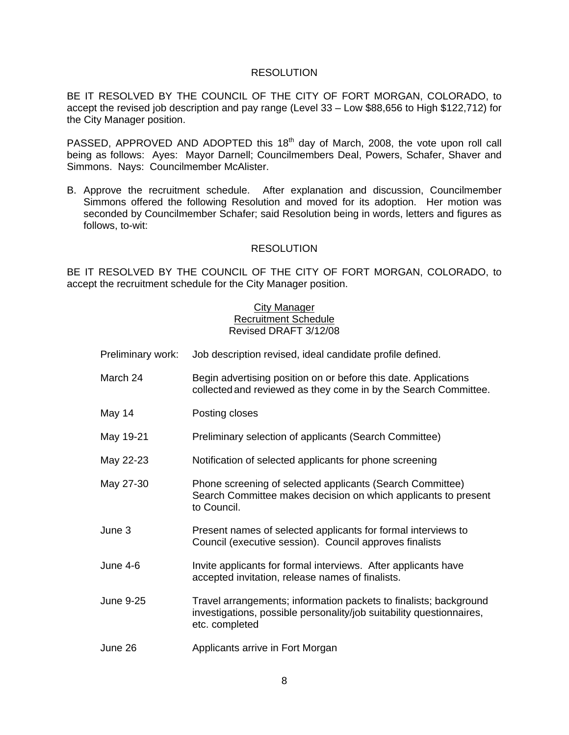RESOLUTION

BE IT RESOLVED BY THE COUNCIL OF THE CITY OF FORT MORGAN, COLORADO, to accept the revised job description and pay range (Level 33 – Low $88,656 to High $122,712) for the City Manager position.

PASSED, APPROVED AND ADOPTED this 18th day of March, 2008, the vote upon roll call being as follows: Ayes: Mayor Darnell; Councilmembers Deal, Powers, Schafer, Shaver and Simmons. Nays: Councilmember McAlister.

B. Approve the recruitment schedule. After explanation and discussion, Councilmember Simmons offered the following Resolution and moved for its adoption. Her motion was seconded by Councilmember Schafer; said Resolution being in words, letters and figures as follows, to-wit:

RESOLUTION

BE IT RESOLVED BY THE COUNCIL OF THE CITY OF FORT MORGAN, COLORADO, to accept the recruitment schedule for the City Manager position.

City Manager
Recruitment Schedule
Revised DRAFT 3/12/08

| | |
|---|---|
| Preliminary work: | Job description revised, ideal candidate profile defined. |
| March 24 | Begin advertising position on or before this date. Applications collected and reviewed as they come in by the Search Committee. |
| May 14 | Posting closes |
| May 19-21 | Preliminary selection of applicants (Search Committee) |
| May 22-23 | Notification of selected applicants for phone screening |
| May 27-30 | Phone screening of selected applicants (Search Committee) Search Committee makes decision on which applicants to present to Council. |
| June 3 | Present names of selected applicants for formal interviews to Council (executive session). Council approves finalists |
| June 4-6 | Invite applicants for formal interviews. After applicants have accepted invitation, release names of finalists. |
| June 9-25 | Travel arrangements; information packets to finalists; background investigations, possible personality/job suitability questionnaires, etc. completed |
| June 26 | Applicants arrive in Fort Morgan |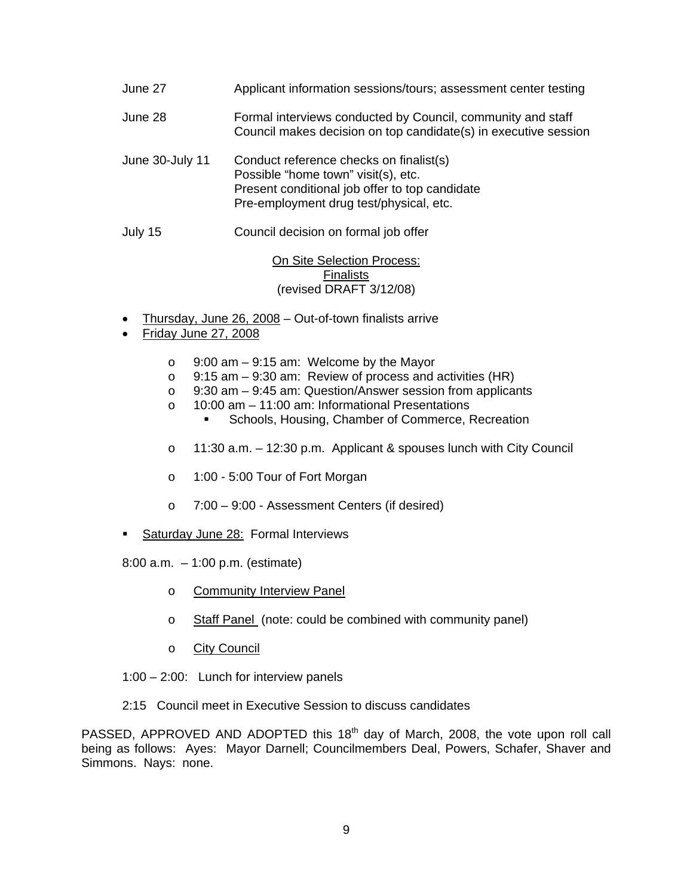| | |
|---|---|
| June 27 | Applicant information sessions/tours; assessment center testing |
| June 28 | Formal interviews conducted by Council, community and staff<br>Council makes decision on top candidate(s) in executive session |
| June 30-July 11 | Conduct reference checks on finalist(s)<br>Possible "home town" visit(s), etc.<br>Present conditional job offer to top candidate<br>Pre-employment drug test/physical, etc. |
| July 15 | Council decision on formal job offer |

<u>On Site Selection Process:</u>
<u>Finalists</u>
(revised DRAFT 3/12/08)

- <u>Thursday, June 26, 2008</u> – Out-of-town finalists arrive
- <u>Friday June 27, 2008</u>
  - 9:00 am – 9:15 am: Welcome by the Mayor
  - 9:15 am – 9:30 am: Review of process and activities (HR)
  - 9:30 am – 9:45 am: Question/Answer session from applicants
  - 10:00 am – 11:00 am: Informational Presentations
    - Schools, Housing, Chamber of Commerce, Recreation
  - 11:30 a.m. – 12:30 p.m. Applicant & spouses lunch with City Council
  - 1:00 - 5:00 Tour of Fort Morgan
  - 7:00 – 9:00 - Assessment Centers (if desired)
- <u>Saturday June 28:</u> Formal Interviews

8:00 a.m. – 1:00 p.m. (estimate)

- <u>Community Interview Panel</u>
- <u>Staff Panel</u> (note: could be combined with community panel)
- <u>City Council</u>

1:00 – 2:00: Lunch for interview panels

2:15 Council meet in Executive Session to discuss candidates

PASSED, APPROVED AND ADOPTED this 18th day of March, 2008, the vote upon roll call being as follows: Ayes: Mayor Darnell; Councilmembers Deal, Powers, Schafer, Shaver and Simmons. Nays: none.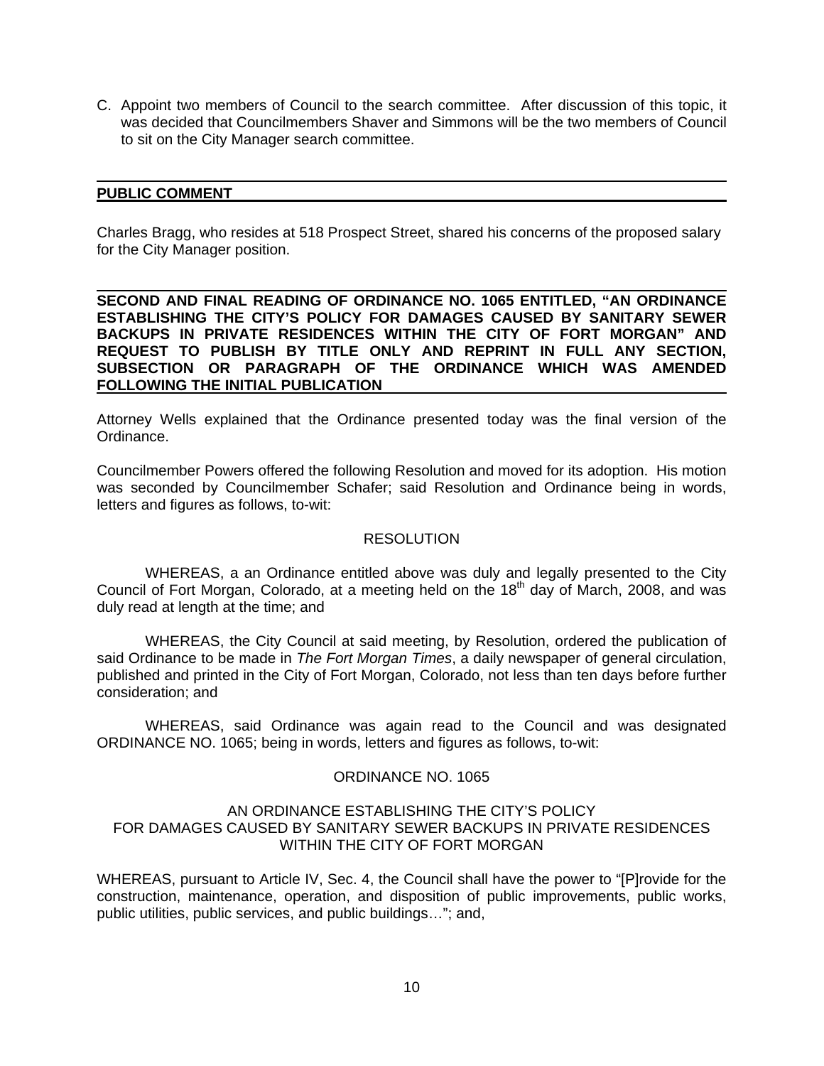C. Appoint two members of Council to the search committee. After discussion of this topic, it was decided that Councilmembers Shaver and Simmons will be the two members of Council to sit on the City Manager search committee.

## PUBLIC COMMENT

Charles Bragg, who resides at 518 Prospect Street, shared his concerns of the proposed salary for the City Manager position.

## SECOND AND FINAL READING OF ORDINANCE NO. 1065 ENTITLED, "AN ORDINANCE ESTABLISHING THE CITY'S POLICY FOR DAMAGES CAUSED BY SANITARY SEWER BACKUPS IN PRIVATE RESIDENCES WITHIN THE CITY OF FORT MORGAN" AND REQUEST TO PUBLISH BY TITLE ONLY AND REPRINT IN FULL ANY SECTION, SUBSECTION OR PARAGRAPH OF THE ORDINANCE WHICH WAS AMENDED FOLLOWING THE INITIAL PUBLICATION

Attorney Wells explained that the Ordinance presented today was the final version of the Ordinance.

Councilmember Powers offered the following Resolution and moved for its adoption. His motion was seconded by Councilmember Schafer; said Resolution and Ordinance being in words, letters and figures as follows, to-wit:

RESOLUTION

WHEREAS, a an Ordinance entitled above was duly and legally presented to the City Council of Fort Morgan, Colorado, at a meeting held on the 18th day of March, 2008, and was duly read at length at the time; and

WHEREAS, the City Council at said meeting, by Resolution, ordered the publication of said Ordinance to be made in *The Fort Morgan Times*, a daily newspaper of general circulation, published and printed in the City of Fort Morgan, Colorado, not less than ten days before further consideration; and

WHEREAS, said Ordinance was again read to the Council and was designated ORDINANCE NO. 1065; being in words, letters and figures as follows, to-wit:

ORDINANCE NO. 1065

AN ORDINANCE ESTABLISHING THE CITY'S POLICY FOR DAMAGES CAUSED BY SANITARY SEWER BACKUPS IN PRIVATE RESIDENCES WITHIN THE CITY OF FORT MORGAN

WHEREAS, pursuant to Article IV, Sec. 4, the Council shall have the power to "[P]rovide for the construction, maintenance, operation, and disposition of public improvements, public works, public utilities, public services, and public buildings…"; and,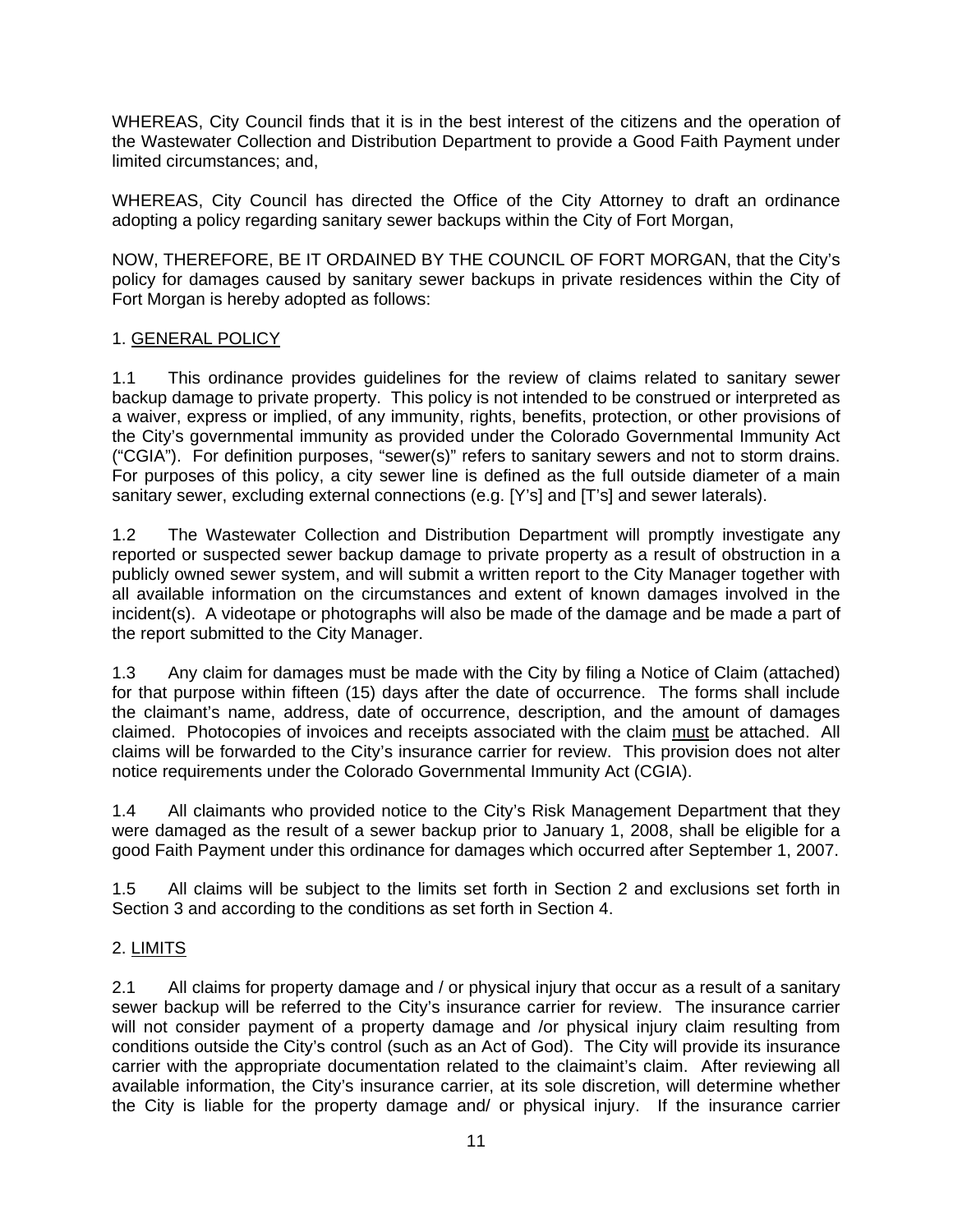WHEREAS, City Council finds that it is in the best interest of the citizens and the operation of the Wastewater Collection and Distribution Department to provide a Good Faith Payment under limited circumstances; and,

WHEREAS, City Council has directed the Office of the City Attorney to draft an ordinance adopting a policy regarding sanitary sewer backups within the City of Fort Morgan,

NOW, THEREFORE, BE IT ORDAINED BY THE COUNCIL OF FORT MORGAN, that the City's policy for damages caused by sanitary sewer backups in private residences within the City of Fort Morgan is hereby adopted as follows:

1. GENERAL POLICY

1.1 This ordinance provides guidelines for the review of claims related to sanitary sewer backup damage to private property. This policy is not intended to be construed or interpreted as a waiver, express or implied, of any immunity, rights, benefits, protection, or other provisions of the City's governmental immunity as provided under the Colorado Governmental Immunity Act ("CGIA"). For definition purposes, "sewer(s)" refers to sanitary sewers and not to storm drains. For purposes of this policy, a city sewer line is defined as the full outside diameter of a main sanitary sewer, excluding external connections (e.g. [Y's] and [T's] and sewer laterals).

1.2 The Wastewater Collection and Distribution Department will promptly investigate any reported or suspected sewer backup damage to private property as a result of obstruction in a publicly owned sewer system, and will submit a written report to the City Manager together with all available information on the circumstances and extent of known damages involved in the incident(s). A videotape or photographs will also be made of the damage and be made a part of the report submitted to the City Manager.

1.3 Any claim for damages must be made with the City by filing a Notice of Claim (attached) for that purpose within fifteen (15) days after the date of occurrence. The forms shall include the claimant's name, address, date of occurrence, description, and the amount of damages claimed. Photocopies of invoices and receipts associated with the claim must be attached. All claims will be forwarded to the City's insurance carrier for review. This provision does not alter notice requirements under the Colorado Governmental Immunity Act (CGIA).

1.4 All claimants who provided notice to the City's Risk Management Department that they were damaged as the result of a sewer backup prior to January 1, 2008, shall be eligible for a good Faith Payment under this ordinance for damages which occurred after September 1, 2007.

1.5 All claims will be subject to the limits set forth in Section 2 and exclusions set forth in Section 3 and according to the conditions as set forth in Section 4.

2. LIMITS

2.1 All claims for property damage and / or physical injury that occur as a result of a sanitary sewer backup will be referred to the City's insurance carrier for review. The insurance carrier will not consider payment of a property damage and /or physical injury claim resulting from conditions outside the City's control (such as an Act of God). The City will provide its insurance carrier with the appropriate documentation related to the claimaint's claim. After reviewing all available information, the City's insurance carrier, at its sole discretion, will determine whether the City is liable for the property damage and/ or physical injury. If the insurance carrier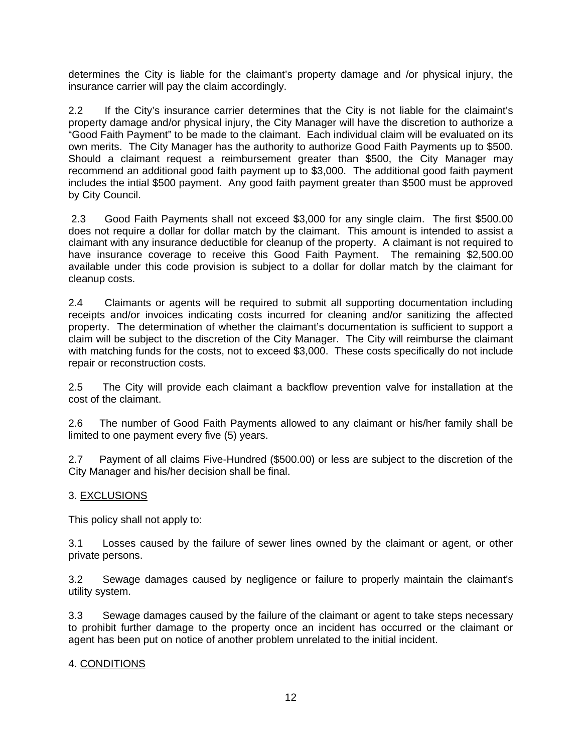determines the City is liable for the claimant's property damage and /or physical injury, the insurance carrier will pay the claim accordingly.

2.2 If the City's insurance carrier determines that the City is not liable for the claimaint's property damage and/or physical injury, the City Manager will have the discretion to authorize a "Good Faith Payment" to be made to the claimant. Each individual claim will be evaluated on its own merits. The City Manager has the authority to authorize Good Faith Payments up to $500. Should a claimant request a reimbursement greater than $500, the City Manager may recommend an additional good faith payment up to $3,000. The additional good faith payment includes the intial $500 payment. Any good faith payment greater than $500 must be approved by City Council.

2.3 Good Faith Payments shall not exceed $3,000 for any single claim. The first $500.00 does not require a dollar for dollar match by the claimant. This amount is intended to assist a claimant with any insurance deductible for cleanup of the property. A claimant is not required to have insurance coverage to receive this Good Faith Payment. The remaining $2,500.00 available under this code provision is subject to a dollar for dollar match by the claimant for cleanup costs.

2.4 Claimants or agents will be required to submit all supporting documentation including receipts and/or invoices indicating costs incurred for cleaning and/or sanitizing the affected property. The determination of whether the claimant's documentation is sufficient to support a claim will be subject to the discretion of the City Manager. The City will reimburse the claimant with matching funds for the costs, not to exceed $3,000. These costs specifically do not include repair or reconstruction costs.

2.5 The City will provide each claimant a backflow prevention valve for installation at the cost of the claimant.

2.6 The number of Good Faith Payments allowed to any claimant or his/her family shall be limited to one payment every five (5) years.

2.7 Payment of all claims Five-Hundred ($500.00) or less are subject to the discretion of the City Manager and his/her decision shall be final.

3. <u>EXCLUSIONS</u>

This policy shall not apply to:

3.1 Losses caused by the failure of sewer lines owned by the claimant or agent, or other private persons.

3.2 Sewage damages caused by negligence or failure to properly maintain the claimant's utility system.

3.3 Sewage damages caused by the failure of the claimant or agent to take steps necessary to prohibit further damage to the property once an incident has occurred or the claimant or agent has been put on notice of another problem unrelated to the initial incident.

4. <u>CONDITIONS</u>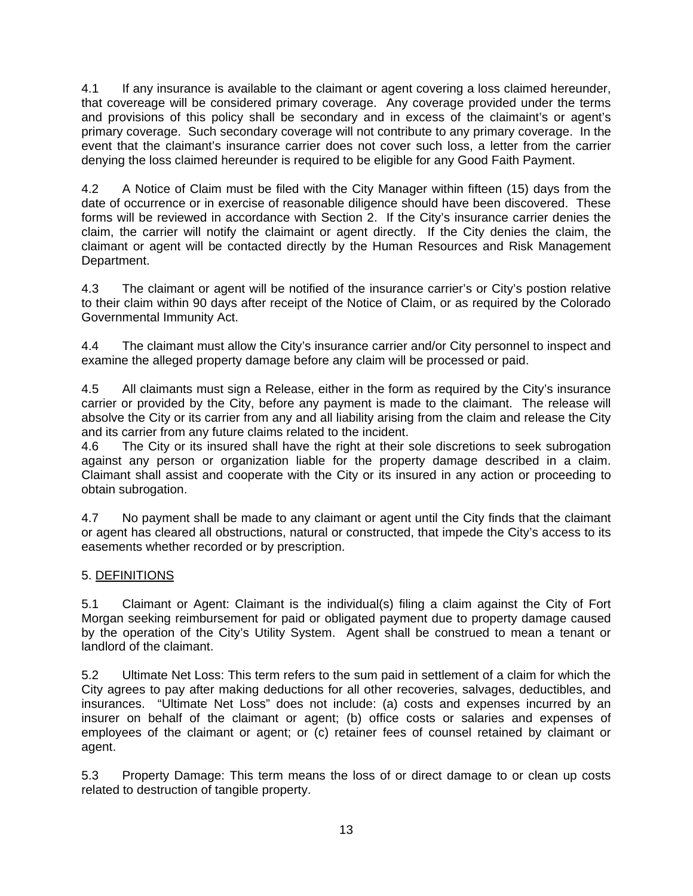4.1 If any insurance is available to the claimant or agent covering a loss claimed hereunder, that covereage will be considered primary coverage. Any coverage provided under the terms and provisions of this policy shall be secondary and in excess of the claimaint's or agent's primary coverage. Such secondary coverage will not contribute to any primary coverage. In the event that the claimant's insurance carrier does not cover such loss, a letter from the carrier denying the loss claimed hereunder is required to be eligible for any Good Faith Payment.

4.2 A Notice of Claim must be filed with the City Manager within fifteen (15) days from the date of occurrence or in exercise of reasonable diligence should have been discovered. These forms will be reviewed in accordance with Section 2. If the City's insurance carrier denies the claim, the carrier will notify the claimaint or agent directly. If the City denies the claim, the claimant or agent will be contacted directly by the Human Resources and Risk Management Department.

4.3 The claimant or agent will be notified of the insurance carrier's or City's postion relative to their claim within 90 days after receipt of the Notice of Claim, or as required by the Colorado Governmental Immunity Act.

4.4 The claimant must allow the City's insurance carrier and/or City personnel to inspect and examine the alleged property damage before any claim will be processed or paid.

4.5 All claimants must sign a Release, either in the form as required by the City's insurance carrier or provided by the City, before any payment is made to the claimant. The release will absolve the City or its carrier from any and all liability arising from the claim and release the City and its carrier from any future claims related to the incident.

4.6 The City or its insured shall have the right at their sole discretions to seek subrogation against any person or organization liable for the property damage described in a claim. Claimant shall assist and cooperate with the City or its insured in any action or proceeding to obtain subrogation.

4.7 No payment shall be made to any claimant or agent until the City finds that the claimant or agent has cleared all obstructions, natural or constructed, that impede the City's access to its easements whether recorded or by prescription.

5. <u>DEFINITIONS</u>

5.1 Claimant or Agent: Claimant is the individual(s) filing a claim against the City of Fort Morgan seeking reimbursement for paid or obligated payment due to property damage caused by the operation of the City's Utility System. Agent shall be construed to mean a tenant or landlord of the claimant.

5.2 Ultimate Net Loss: This term refers to the sum paid in settlement of a claim for which the City agrees to pay after making deductions for all other recoveries, salvages, deductibles, and insurances. "Ultimate Net Loss" does not include: (a) costs and expenses incurred by an insurer on behalf of the claimant or agent; (b) office costs or salaries and expenses of employees of the claimant or agent; or (c) retainer fees of counsel retained by claimant or agent.

5.3 Property Damage: This term means the loss of or direct damage to or clean up costs related to destruction of tangible property.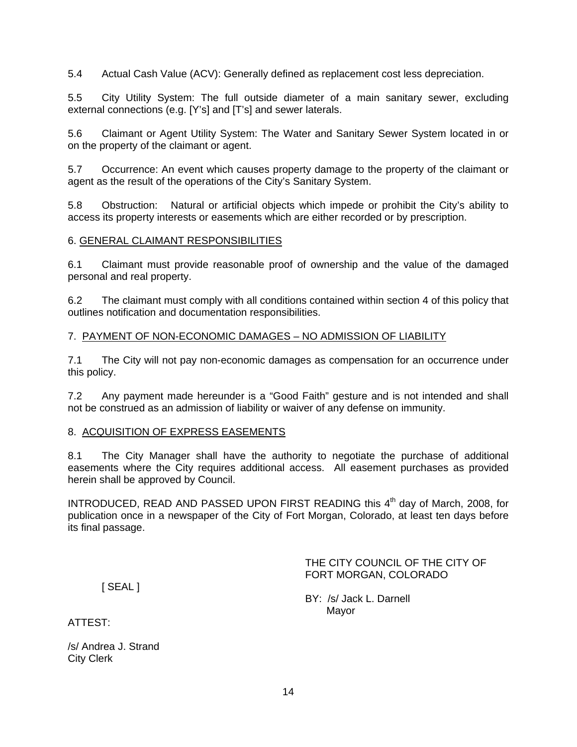5.4 Actual Cash Value (ACV): Generally defined as replacement cost less depreciation.

5.5 City Utility System: The full outside diameter of a main sanitary sewer, excluding external connections (e.g. [Y's] and [T's] and sewer laterals.

5.6 Claimant or Agent Utility System: The Water and Sanitary Sewer System located in or on the property of the claimant or agent.

5.7 Occurrence: An event which causes property damage to the property of the claimant or agent as the result of the operations of the City's Sanitary System.

5.8 Obstruction: Natural or artificial objects which impede or prohibit the City's ability to access its property interests or easements which are either recorded or by prescription.

6. <u>GENERAL CLAIMANT RESPONSIBILITIES</u>

6.1 Claimant must provide reasonable proof of ownership and the value of the damaged personal and real property.

6.2 The claimant must comply with all conditions contained within section 4 of this policy that outlines notification and documentation responsibilities.

7. <u>PAYMENT OF NON-ECONOMIC DAMAGES – NO ADMISSION OF LIABILITY</u>

7.1 The City will not pay non-economic damages as compensation for an occurrence under this policy.

7.2 Any payment made hereunder is a "Good Faith" gesture and is not intended and shall not be construed as an admission of liability or waiver of any defense on immunity.

8. <u>ACQUISITION OF EXPRESS EASEMENTS</u>

8.1 The City Manager shall have the authority to negotiate the purchase of additional easements where the City requires additional access. All easement purchases as provided herein shall be approved by Council.

INTRODUCED, READ AND PASSED UPON FIRST READING this 4th day of March, 2008, for publication once in a newspaper of the City of Fort Morgan, Colorado, at least ten days before its final passage.

THE CITY COUNCIL OF THE CITY OF FORT MORGAN, COLORADO

[ SEAL ]

BY: /s/ Jack L. Darnell
Mayor

ATTEST:

/s/ Andrea J. Strand
City Clerk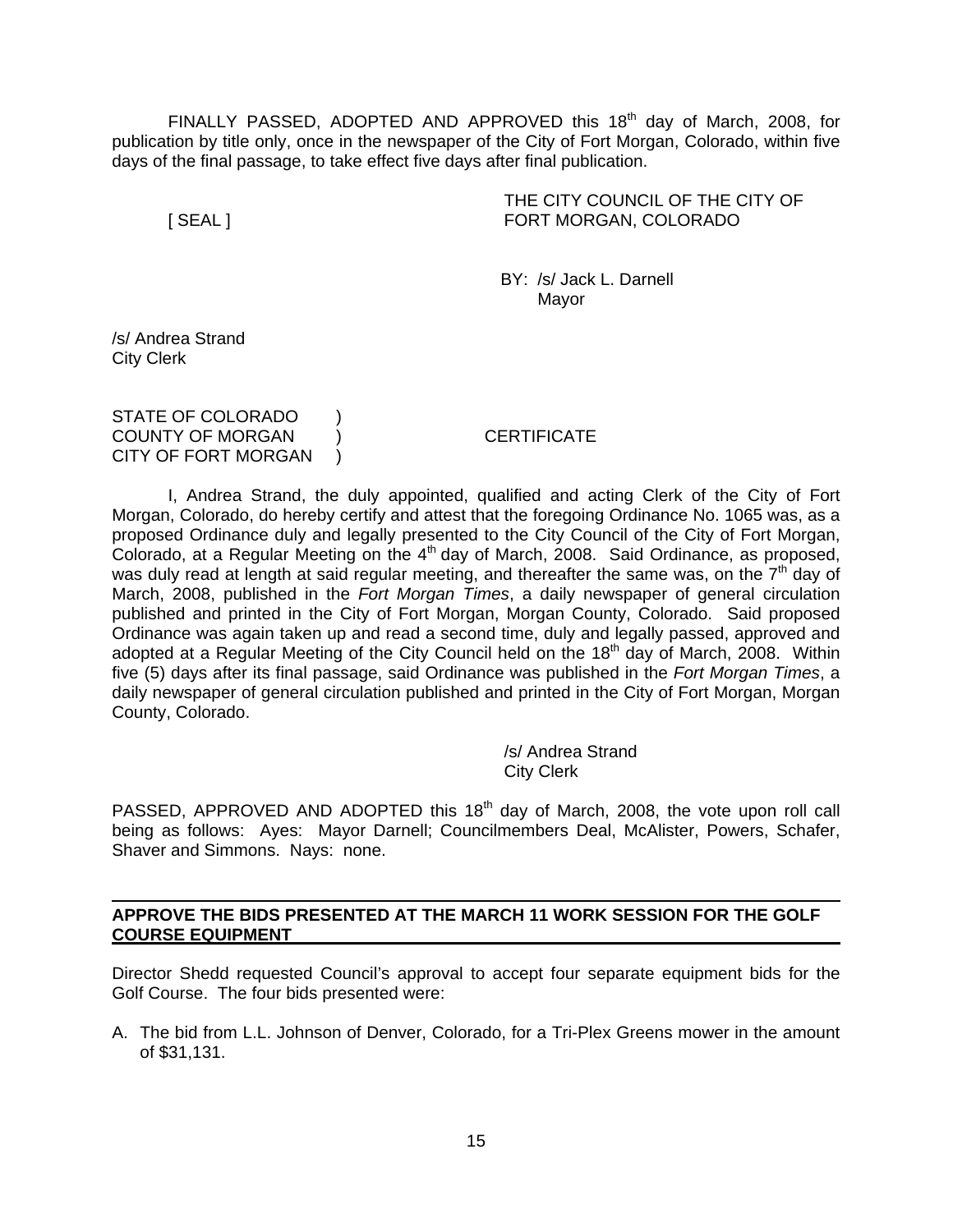FINALLY PASSED, ADOPTED AND APPROVED this 18th day of March, 2008, for publication by title only, once in the newspaper of the City of Fort Morgan, Colorado, within five days of the final passage, to take effect five days after final publication.

[ SEAL ]

THE CITY COUNCIL OF THE CITY OF FORT MORGAN, COLORADO

BY: /s/ Jack L. Darnell
Mayor

/s/ Andrea Strand
City Clerk

STATE OF COLORADO )
COUNTY OF MORGAN ) CERTIFICATE
CITY OF FORT MORGAN )

I, Andrea Strand, the duly appointed, qualified and acting Clerk of the City of Fort Morgan, Colorado, do hereby certify and attest that the foregoing Ordinance No. 1065 was, as a proposed Ordinance duly and legally presented to the City Council of the City of Fort Morgan, Colorado, at a Regular Meeting on the 4th day of March, 2008. Said Ordinance, as proposed, was duly read at length at said regular meeting, and thereafter the same was, on the 7th day of March, 2008, published in the *Fort Morgan Times*, a daily newspaper of general circulation published and printed in the City of Fort Morgan, Morgan County, Colorado. Said proposed Ordinance was again taken up and read a second time, duly and legally passed, approved and adopted at a Regular Meeting of the City Council held on the 18th day of March, 2008. Within five (5) days after its final passage, said Ordinance was published in the *Fort Morgan Times*, a daily newspaper of general circulation published and printed in the City of Fort Morgan, Morgan County, Colorado.

/s/ Andrea Strand
City Clerk

PASSED, APPROVED AND ADOPTED this 18th day of March, 2008, the vote upon roll call being as follows: Ayes: Mayor Darnell; Councilmembers Deal, McAlister, Powers, Schafer, Shaver and Simmons. Nays: none.

## APPROVE THE BIDS PRESENTED AT THE MARCH 11 WORK SESSION FOR THE GOLF COURSE EQUIPMENT

Director Shedd requested Council's approval to accept four separate equipment bids for the Golf Course. The four bids presented were:

A. The bid from L.L. Johnson of Denver, Colorado, for a Tri-Plex Greens mower in the amount of $31,131.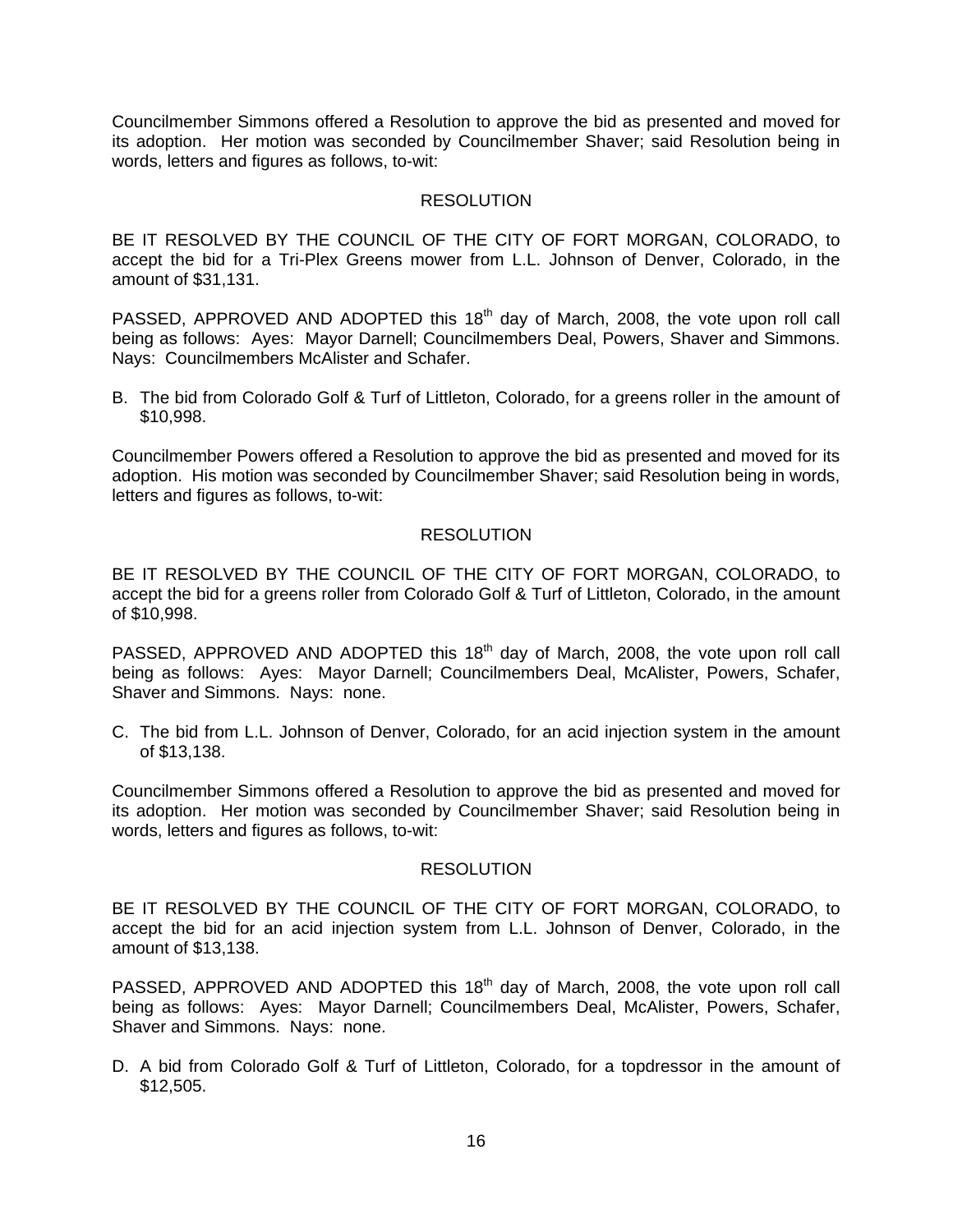Councilmember Simmons offered a Resolution to approve the bid as presented and moved for its adoption. Her motion was seconded by Councilmember Shaver; said Resolution being in words, letters and figures as follows, to-wit:

RESOLUTION

BE IT RESOLVED BY THE COUNCIL OF THE CITY OF FORT MORGAN, COLORADO, to accept the bid for a Tri-Plex Greens mower from L.L. Johnson of Denver, Colorado, in the amount of $31,131.

PASSED, APPROVED AND ADOPTED this 18th day of March, 2008, the vote upon roll call being as follows: Ayes: Mayor Darnell; Councilmembers Deal, Powers, Shaver and Simmons. Nays: Councilmembers McAlister and Schafer.

B. The bid from Colorado Golf & Turf of Littleton, Colorado, for a greens roller in the amount of $10,998.

Councilmember Powers offered a Resolution to approve the bid as presented and moved for its adoption. His motion was seconded by Councilmember Shaver; said Resolution being in words, letters and figures as follows, to-wit:

RESOLUTION

BE IT RESOLVED BY THE COUNCIL OF THE CITY OF FORT MORGAN, COLORADO, to accept the bid for a greens roller from Colorado Golf & Turf of Littleton, Colorado, in the amount of $10,998.

PASSED, APPROVED AND ADOPTED this 18th day of March, 2008, the vote upon roll call being as follows: Ayes: Mayor Darnell; Councilmembers Deal, McAlister, Powers, Schafer, Shaver and Simmons. Nays: none.

C. The bid from L.L. Johnson of Denver, Colorado, for an acid injection system in the amount of $13,138.

Councilmember Simmons offered a Resolution to approve the bid as presented and moved for its adoption. Her motion was seconded by Councilmember Shaver; said Resolution being in words, letters and figures as follows, to-wit:

RESOLUTION

BE IT RESOLVED BY THE COUNCIL OF THE CITY OF FORT MORGAN, COLORADO, to accept the bid for an acid injection system from L.L. Johnson of Denver, Colorado, in the amount of $13,138.

PASSED, APPROVED AND ADOPTED this 18th day of March, 2008, the vote upon roll call being as follows: Ayes: Mayor Darnell; Councilmembers Deal, McAlister, Powers, Schafer, Shaver and Simmons. Nays: none.

D. A bid from Colorado Golf & Turf of Littleton, Colorado, for a topdressor in the amount of $12,505.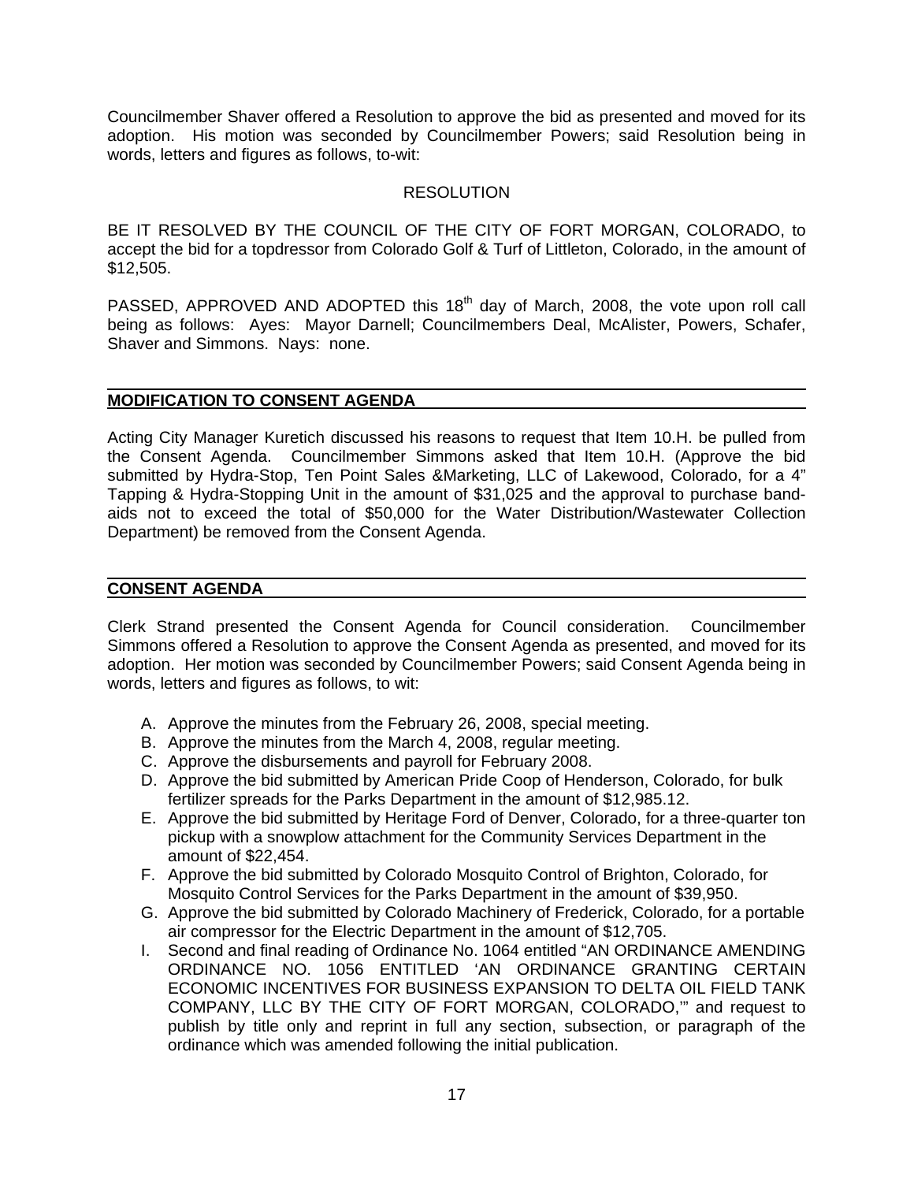Councilmember Shaver offered a Resolution to approve the bid as presented and moved for its adoption. His motion was seconded by Councilmember Powers; said Resolution being in words, letters and figures as follows, to-wit:

RESOLUTION

BE IT RESOLVED BY THE COUNCIL OF THE CITY OF FORT MORGAN, COLORADO, to accept the bid for a topdressor from Colorado Golf & Turf of Littleton, Colorado, in the amount of $12,505.

PASSED, APPROVED AND ADOPTED this 18th day of March, 2008, the vote upon roll call being as follows: Ayes: Mayor Darnell; Councilmembers Deal, McAlister, Powers, Schafer, Shaver and Simmons. Nays: none.

## MODIFICATION TO CONSENT AGENDA

Acting City Manager Kuretich discussed his reasons to request that Item 10.H. be pulled from the Consent Agenda. Councilmember Simmons asked that Item 10.H. (Approve the bid submitted by Hydra-Stop, Ten Point Sales &Marketing, LLC of Lakewood, Colorado, for a 4" Tapping & Hydra-Stopping Unit in the amount of $31,025 and the approval to purchase band-aids not to exceed the total of $50,000 for the Water Distribution/Wastewater Collection Department) be removed from the Consent Agenda.

## CONSENT AGENDA

Clerk Strand presented the Consent Agenda for Council consideration. Councilmember Simmons offered a Resolution to approve the Consent Agenda as presented, and moved for its adoption. Her motion was seconded by Councilmember Powers; said Consent Agenda being in words, letters and figures as follows, to wit:

A. Approve the minutes from the February 26, 2008, special meeting.
B. Approve the minutes from the March 4, 2008, regular meeting.
C. Approve the disbursements and payroll for February 2008.
D. Approve the bid submitted by American Pride Coop of Henderson, Colorado, for bulk fertilizer spreads for the Parks Department in the amount of $12,985.12.
E. Approve the bid submitted by Heritage Ford of Denver, Colorado, for a three-quarter ton pickup with a snowplow attachment for the Community Services Department in the amount of $22,454.
F. Approve the bid submitted by Colorado Mosquito Control of Brighton, Colorado, for Mosquito Control Services for the Parks Department in the amount of $39,950.
G. Approve the bid submitted by Colorado Machinery of Frederick, Colorado, for a portable air compressor for the Electric Department in the amount of $12,705.
I. Second and final reading of Ordinance No. 1064 entitled "AN ORDINANCE AMENDING ORDINANCE NO. 1056 ENTITLED 'AN ORDINANCE GRANTING CERTAIN ECONOMIC INCENTIVES FOR BUSINESS EXPANSION TO DELTA OIL FIELD TANK COMPANY, LLC BY THE CITY OF FORT MORGAN, COLORADO,'" and request to publish by title only and reprint in full any section, subsection, or paragraph of the ordinance which was amended following the initial publication.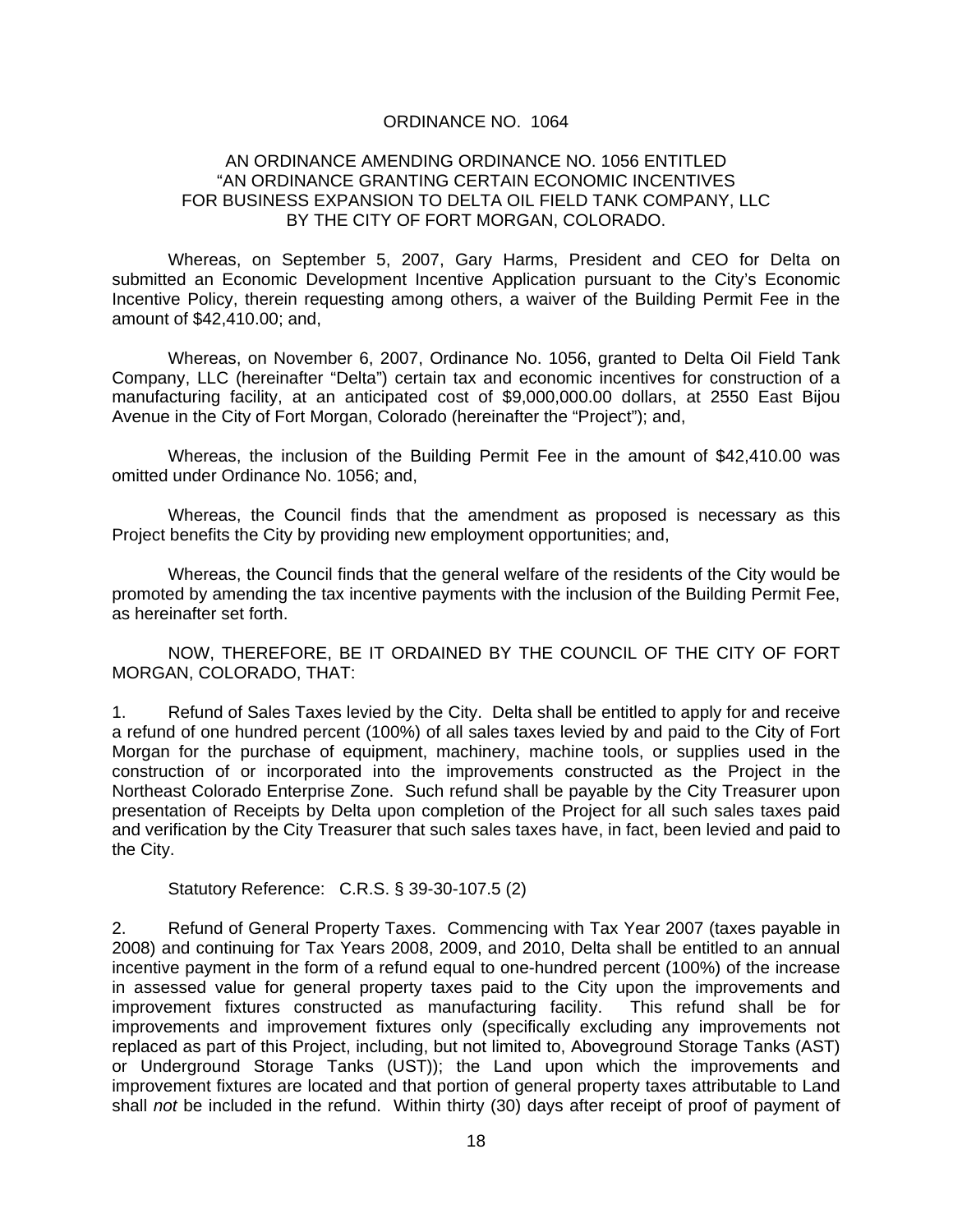# ORDINANCE NO. 1064

## AN ORDINANCE AMENDING ORDINANCE NO. 1056 ENTITLED "AN ORDINANCE GRANTING CERTAIN ECONOMIC INCENTIVES FOR BUSINESS EXPANSION TO DELTA OIL FIELD TANK COMPANY, LLC BY THE CITY OF FORT MORGAN, COLORADO.

Whereas, on September 5, 2007, Gary Harms, President and CEO for Delta on submitted an Economic Development Incentive Application pursuant to the City's Economic Incentive Policy, therein requesting among others, a waiver of the Building Permit Fee in the amount of $42,410.00; and,

Whereas, on November 6, 2007, Ordinance No. 1056, granted to Delta Oil Field Tank Company, LLC (hereinafter "Delta") certain tax and economic incentives for construction of a manufacturing facility, at an anticipated cost of $9,000,000.00 dollars, at 2550 East Bijou Avenue in the City of Fort Morgan, Colorado (hereinafter the "Project"); and,

Whereas, the inclusion of the Building Permit Fee in the amount of $42,410.00 was omitted under Ordinance No. 1056; and,

Whereas, the Council finds that the amendment as proposed is necessary as this Project benefits the City by providing new employment opportunities; and,

Whereas, the Council finds that the general welfare of the residents of the City would be promoted by amending the tax incentive payments with the inclusion of the Building Permit Fee, as hereinafter set forth.

NOW, THEREFORE, BE IT ORDAINED BY THE COUNCIL OF THE CITY OF FORT MORGAN, COLORADO, THAT:

1. Refund of Sales Taxes levied by the City. Delta shall be entitled to apply for and receive a refund of one hundred percent (100%) of all sales taxes levied by and paid to the City of Fort Morgan for the purchase of equipment, machinery, machine tools, or supplies used in the construction of or incorporated into the improvements constructed as the Project in the Northeast Colorado Enterprise Zone. Such refund shall be payable by the City Treasurer upon presentation of Receipts by Delta upon completion of the Project for all such sales taxes paid and verification by the City Treasurer that such sales taxes have, in fact, been levied and paid to the City.

Statutory Reference: C.R.S. § 39-30-107.5 (2)

2. Refund of General Property Taxes. Commencing with Tax Year 2007 (taxes payable in 2008) and continuing for Tax Years 2008, 2009, and 2010, Delta shall be entitled to an annual incentive payment in the form of a refund equal to one-hundred percent (100%) of the increase in assessed value for general property taxes paid to the City upon the improvements and improvement fixtures constructed as manufacturing facility. This refund shall be for improvements and improvement fixtures only (specifically excluding any improvements not replaced as part of this Project, including, but not limited to, Aboveground Storage Tanks (AST) or Underground Storage Tanks (UST)); the Land upon which the improvements and improvement fixtures are located and that portion of general property taxes attributable to Land shall *not* be included in the refund. Within thirty (30) days after receipt of proof of payment of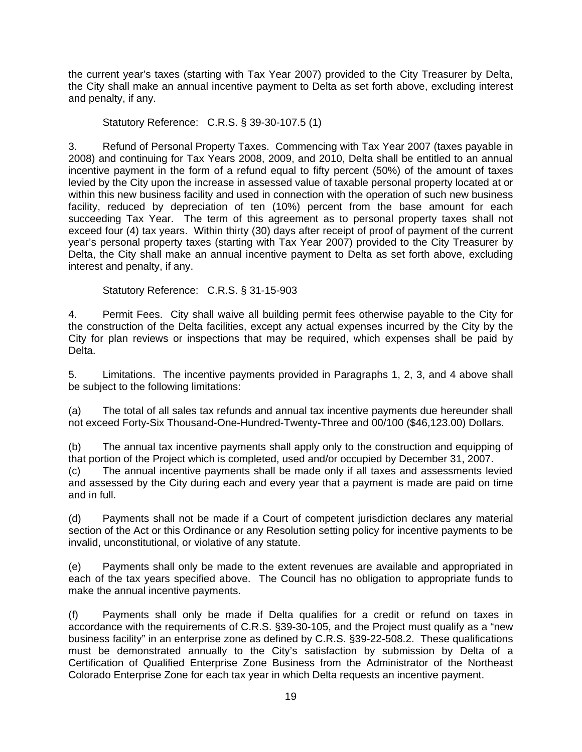the current year's taxes (starting with Tax Year 2007) provided to the City Treasurer by Delta, the City shall make an annual incentive payment to Delta as set forth above, excluding interest and penalty, if any.

Statutory Reference: C.R.S. § 39-30-107.5 (1)

3. Refund of Personal Property Taxes. Commencing with Tax Year 2007 (taxes payable in 2008) and continuing for Tax Years 2008, 2009, and 2010, Delta shall be entitled to an annual incentive payment in the form of a refund equal to fifty percent (50%) of the amount of taxes levied by the City upon the increase in assessed value of taxable personal property located at or within this new business facility and used in connection with the operation of such new business facility, reduced by depreciation of ten (10%) percent from the base amount for each succeeding Tax Year. The term of this agreement as to personal property taxes shall not exceed four (4) tax years. Within thirty (30) days after receipt of proof of payment of the current year's personal property taxes (starting with Tax Year 2007) provided to the City Treasurer by Delta, the City shall make an annual incentive payment to Delta as set forth above, excluding interest and penalty, if any.

Statutory Reference: C.R.S. § 31-15-903

4. Permit Fees. City shall waive all building permit fees otherwise payable to the City for the construction of the Delta facilities, except any actual expenses incurred by the City by the City for plan reviews or inspections that may be required, which expenses shall be paid by Delta.

5. Limitations. The incentive payments provided in Paragraphs 1, 2, 3, and 4 above shall be subject to the following limitations:

(a) The total of all sales tax refunds and annual tax incentive payments due hereunder shall not exceed Forty-Six Thousand-One-Hundred-Twenty-Three and 00/100 ($46,123.00) Dollars.

(b) The annual tax incentive payments shall apply only to the construction and equipping of that portion of the Project which is completed, used and/or occupied by December 31, 2007.

(c) The annual incentive payments shall be made only if all taxes and assessments levied and assessed by the City during each and every year that a payment is made are paid on time and in full.

(d) Payments shall not be made if a Court of competent jurisdiction declares any material section of the Act or this Ordinance or any Resolution setting policy for incentive payments to be invalid, unconstitutional, or violative of any statute.

(e) Payments shall only be made to the extent revenues are available and appropriated in each of the tax years specified above. The Council has no obligation to appropriate funds to make the annual incentive payments.

(f) Payments shall only be made if Delta qualifies for a credit or refund on taxes in accordance with the requirements of C.R.S. §39-30-105, and the Project must qualify as a "new business facility" in an enterprise zone as defined by C.R.S. §39-22-508.2. These qualifications must be demonstrated annually to the City's satisfaction by submission by Delta of a Certification of Qualified Enterprise Zone Business from the Administrator of the Northeast Colorado Enterprise Zone for each tax year in which Delta requests an incentive payment.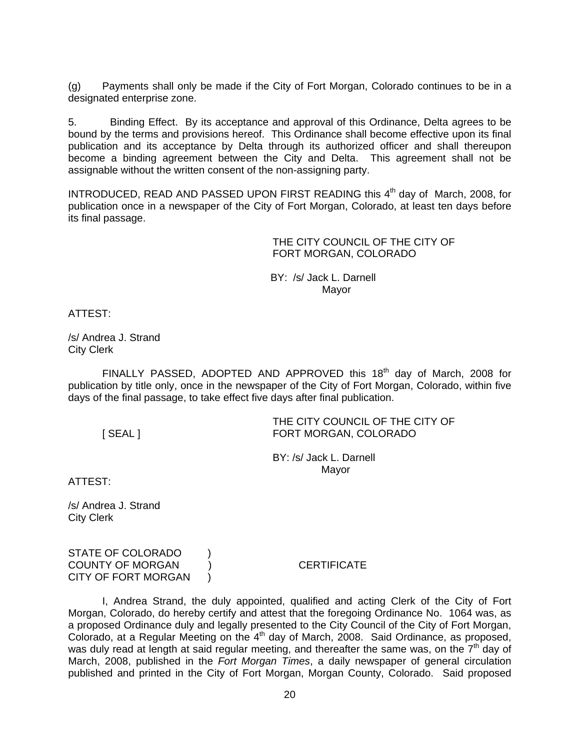(g) Payments shall only be made if the City of Fort Morgan, Colorado continues to be in a designated enterprise zone.

5. Binding Effect. By its acceptance and approval of this Ordinance, Delta agrees to be bound by the terms and provisions hereof. This Ordinance shall become effective upon its final publication and its acceptance by Delta through its authorized officer and shall thereupon become a binding agreement between the City and Delta. This agreement shall not be assignable without the written consent of the non-assigning party.

INTRODUCED, READ AND PASSED UPON FIRST READING this 4th day of March, 2008, for publication once in a newspaper of the City of Fort Morgan, Colorado, at least ten days before its final passage.

THE CITY COUNCIL OF THE CITY OF
FORT MORGAN, COLORADO

BY: /s/ Jack L. Darnell
Mayor

ATTEST:

/s/ Andrea J. Strand
City Clerk

FINALLY PASSED, ADOPTED AND APPROVED this 18th day of March, 2008 for publication by title only, once in the newspaper of the City of Fort Morgan, Colorado, within five days of the final passage, to take effect five days after final publication.

[ SEAL ]

THE CITY COUNCIL OF THE CITY OF
FORT MORGAN, COLORADO

BY: /s/ Jack L. Darnell
Mayor

ATTEST:

/s/ Andrea J. Strand
City Clerk

STATE OF COLORADO )
COUNTY OF MORGAN ) CERTIFICATE
CITY OF FORT MORGAN )

I, Andrea Strand, the duly appointed, qualified and acting Clerk of the City of Fort Morgan, Colorado, do hereby certify and attest that the foregoing Ordinance No. 1064 was, as a proposed Ordinance duly and legally presented to the City Council of the City of Fort Morgan, Colorado, at a Regular Meeting on the 4th day of March, 2008. Said Ordinance, as proposed, was duly read at length at said regular meeting, and thereafter the same was, on the 7th day of March, 2008, published in the *Fort Morgan Times*, a daily newspaper of general circulation published and printed in the City of Fort Morgan, Morgan County, Colorado. Said proposed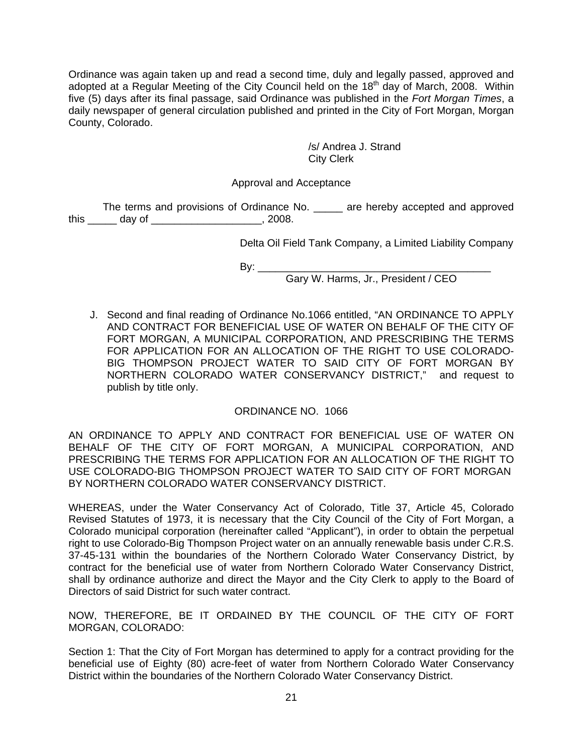Ordinance was again taken up and read a second time, duly and legally passed, approved and adopted at a Regular Meeting of the City Council held on the 18th day of March, 2008. Within five (5) days after its final passage, said Ordinance was published in the *Fort Morgan Times*, a daily newspaper of general circulation published and printed in the City of Fort Morgan, Morgan County, Colorado.

/s/ Andrea J. Strand
City Clerk

Approval and Acceptance

The terms and provisions of Ordinance No. _____ are hereby accepted and approved this _____ day of ___________________, 2008.

Delta Oil Field Tank Company, a Limited Liability Company

By: ________________________________________
Gary W. Harms, Jr., President / CEO

J. Second and final reading of Ordinance No.1066 entitled, "AN ORDINANCE TO APPLY AND CONTRACT FOR BENEFICIAL USE OF WATER ON BEHALF OF THE CITY OF FORT MORGAN, A MUNICIPAL CORPORATION, AND PRESCRIBING THE TERMS FOR APPLICATION FOR AN ALLOCATION OF THE RIGHT TO USE COLORADO-BIG THOMPSON PROJECT WATER TO SAID CITY OF FORT MORGAN BY NORTHERN COLORADO WATER CONSERVANCY DISTRICT," and request to publish by title only.

ORDINANCE NO. 1066

AN ORDINANCE TO APPLY AND CONTRACT FOR BENEFICIAL USE OF WATER ON BEHALF OF THE CITY OF FORT MORGAN, A MUNICIPAL CORPORATION, AND PRESCRIBING THE TERMS FOR APPLICATION FOR AN ALLOCATION OF THE RIGHT TO USE COLORADO-BIG THOMPSON PROJECT WATER TO SAID CITY OF FORT MORGAN BY NORTHERN COLORADO WATER CONSERVANCY DISTRICT.

WHEREAS, under the Water Conservancy Act of Colorado, Title 37, Article 45, Colorado Revised Statutes of 1973, it is necessary that the City Council of the City of Fort Morgan, a Colorado municipal corporation (hereinafter called "Applicant"), in order to obtain the perpetual right to use Colorado-Big Thompson Project water on an annually renewable basis under C.R.S. 37-45-131 within the boundaries of the Northern Colorado Water Conservancy District, by contract for the beneficial use of water from Northern Colorado Water Conservancy District, shall by ordinance authorize and direct the Mayor and the City Clerk to apply to the Board of Directors of said District for such water contract.

NOW, THEREFORE, BE IT ORDAINED BY THE COUNCIL OF THE CITY OF FORT MORGAN, COLORADO:

Section 1: That the City of Fort Morgan has determined to apply for a contract providing for the beneficial use of Eighty (80) acre-feet of water from Northern Colorado Water Conservancy District within the boundaries of the Northern Colorado Water Conservancy District.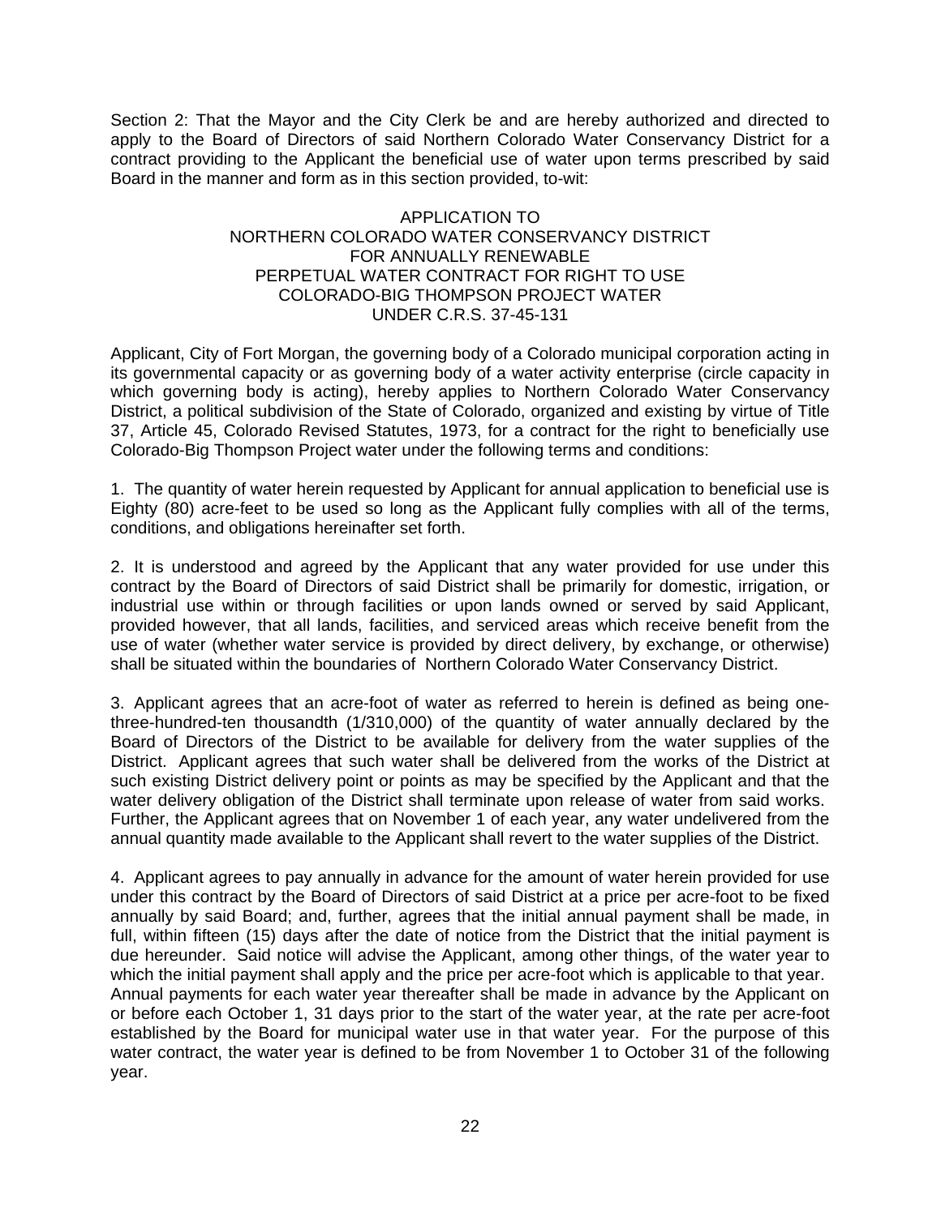Section 2: That the Mayor and the City Clerk be and are hereby authorized and directed to apply to the Board of Directors of said Northern Colorado Water Conservancy District for a contract providing to the Applicant the beneficial use of water upon terms prescribed by said Board in the manner and form as in this section provided, to-wit:

APPLICATION TO
NORTHERN COLORADO WATER CONSERVANCY DISTRICT
FOR ANNUALLY RENEWABLE
PERPETUAL WATER CONTRACT FOR RIGHT TO USE
COLORADO-BIG THOMPSON PROJECT WATER
UNDER C.R.S. 37-45-131

Applicant, City of Fort Morgan, the governing body of a Colorado municipal corporation acting in its governmental capacity or as governing body of a water activity enterprise (circle capacity in which governing body is acting), hereby applies to Northern Colorado Water Conservancy District, a political subdivision of the State of Colorado, organized and existing by virtue of Title 37, Article 45, Colorado Revised Statutes, 1973, for a contract for the right to beneficially use Colorado-Big Thompson Project water under the following terms and conditions:

1. The quantity of water herein requested by Applicant for annual application to beneficial use is Eighty (80) acre-feet to be used so long as the Applicant fully complies with all of the terms, conditions, and obligations hereinafter set forth.

2. It is understood and agreed by the Applicant that any water provided for use under this contract by the Board of Directors of said District shall be primarily for domestic, irrigation, or industrial use within or through facilities or upon lands owned or served by said Applicant, provided however, that all lands, facilities, and serviced areas which receive benefit from the use of water (whether water service is provided by direct delivery, by exchange, or otherwise) shall be situated within the boundaries of Northern Colorado Water Conservancy District.

3. Applicant agrees that an acre-foot of water as referred to herein is defined as being one-three-hundred-ten thousandth (1/310,000) of the quantity of water annually declared by the Board of Directors of the District to be available for delivery from the water supplies of the District. Applicant agrees that such water shall be delivered from the works of the District at such existing District delivery point or points as may be specified by the Applicant and that the water delivery obligation of the District shall terminate upon release of water from said works. Further, the Applicant agrees that on November 1 of each year, any water undelivered from the annual quantity made available to the Applicant shall revert to the water supplies of the District.

4. Applicant agrees to pay annually in advance for the amount of water herein provided for use under this contract by the Board of Directors of said District at a price per acre-foot to be fixed annually by said Board; and, further, agrees that the initial annual payment shall be made, in full, within fifteen (15) days after the date of notice from the District that the initial payment is due hereunder. Said notice will advise the Applicant, among other things, of the water year to which the initial payment shall apply and the price per acre-foot which is applicable to that year. Annual payments for each water year thereafter shall be made in advance by the Applicant on or before each October 1, 31 days prior to the start of the water year, at the rate per acre-foot established by the Board for municipal water use in that water year. For the purpose of this water contract, the water year is defined to be from November 1 to October 31 of the following year.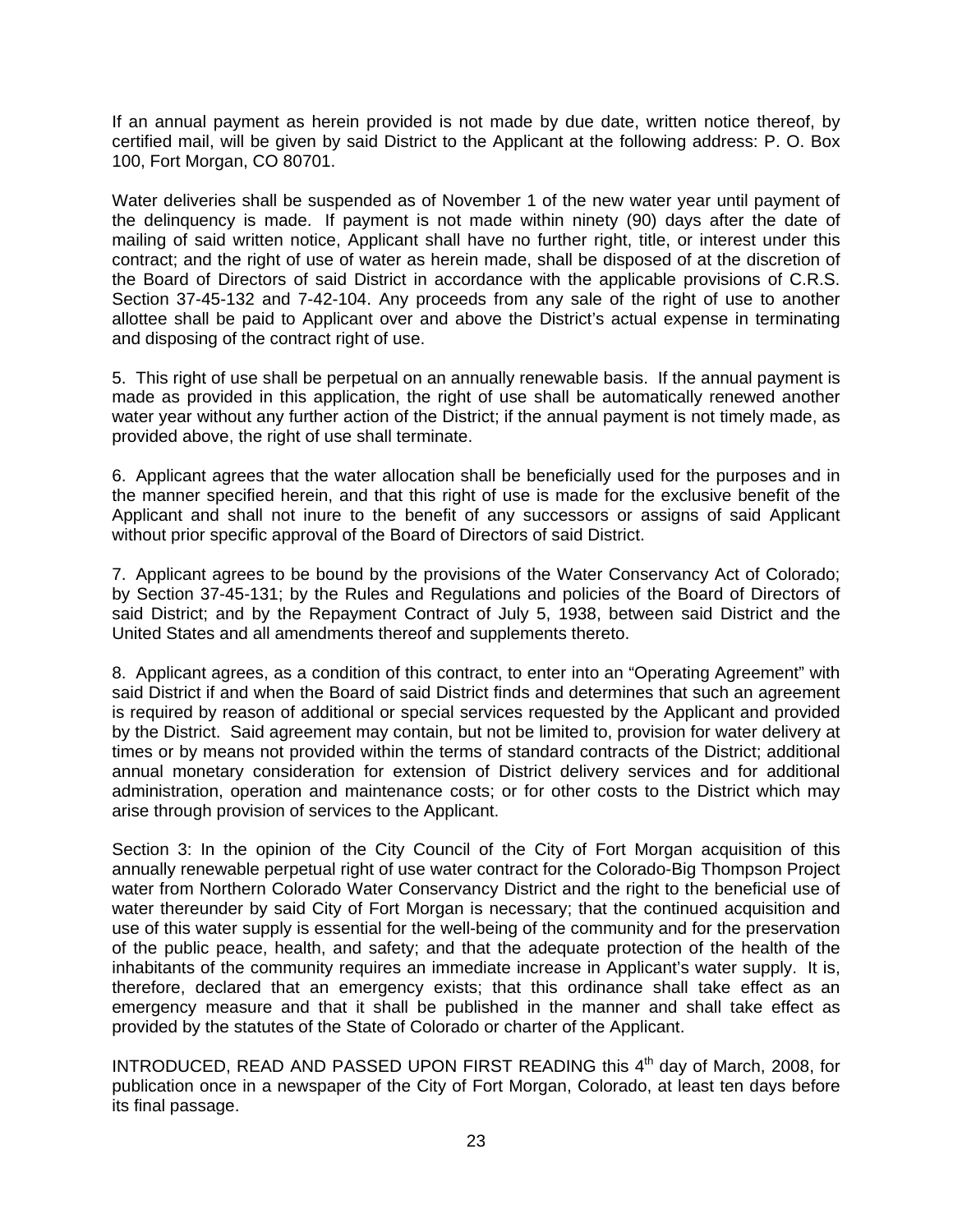If an annual payment as herein provided is not made by due date, written notice thereof, by certified mail, will be given by said District to the Applicant at the following address: P. O. Box 100, Fort Morgan, CO 80701.

Water deliveries shall be suspended as of November 1 of the new water year until payment of the delinquency is made. If payment is not made within ninety (90) days after the date of mailing of said written notice, Applicant shall have no further right, title, or interest under this contract; and the right of use of water as herein made, shall be disposed of at the discretion of the Board of Directors of said District in accordance with the applicable provisions of C.R.S. Section 37-45-132 and 7-42-104. Any proceeds from any sale of the right of use to another allottee shall be paid to Applicant over and above the District's actual expense in terminating and disposing of the contract right of use.

5. This right of use shall be perpetual on an annually renewable basis. If the annual payment is made as provided in this application, the right of use shall be automatically renewed another water year without any further action of the District; if the annual payment is not timely made, as provided above, the right of use shall terminate.

6. Applicant agrees that the water allocation shall be beneficially used for the purposes and in the manner specified herein, and that this right of use is made for the exclusive benefit of the Applicant and shall not inure to the benefit of any successors or assigns of said Applicant without prior specific approval of the Board of Directors of said District.

7. Applicant agrees to be bound by the provisions of the Water Conservancy Act of Colorado; by Section 37-45-131; by the Rules and Regulations and policies of the Board of Directors of said District; and by the Repayment Contract of July 5, 1938, between said District and the United States and all amendments thereof and supplements thereto.

8. Applicant agrees, as a condition of this contract, to enter into an "Operating Agreement" with said District if and when the Board of said District finds and determines that such an agreement is required by reason of additional or special services requested by the Applicant and provided by the District. Said agreement may contain, but not be limited to, provision for water delivery at times or by means not provided within the terms of standard contracts of the District; additional annual monetary consideration for extension of District delivery services and for additional administration, operation and maintenance costs; or for other costs to the District which may arise through provision of services to the Applicant.

Section 3: In the opinion of the City Council of the City of Fort Morgan acquisition of this annually renewable perpetual right of use water contract for the Colorado-Big Thompson Project water from Northern Colorado Water Conservancy District and the right to the beneficial use of water thereunder by said City of Fort Morgan is necessary; that the continued acquisition and use of this water supply is essential for the well-being of the community and for the preservation of the public peace, health, and safety; and that the adequate protection of the health of the inhabitants of the community requires an immediate increase in Applicant's water supply. It is, therefore, declared that an emergency exists; that this ordinance shall take effect as an emergency measure and that it shall be published in the manner and shall take effect as provided by the statutes of the State of Colorado or charter of the Applicant.

INTRODUCED, READ AND PASSED UPON FIRST READING this 4th day of March, 2008, for publication once in a newspaper of the City of Fort Morgan, Colorado, at least ten days before its final passage.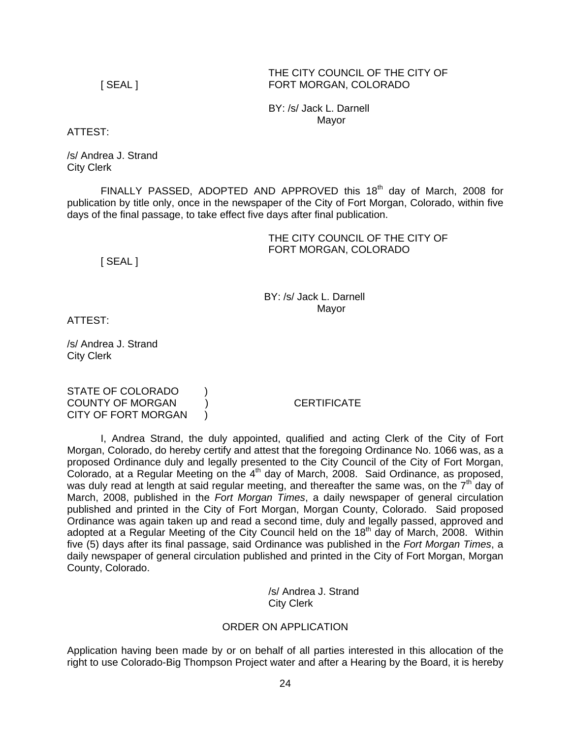THE CITY COUNCIL OF THE CITY OF FORT MORGAN, COLORADO

[ SEAL ]

BY: /s/ Jack L. Darnell
Mayor

ATTEST:

/s/ Andrea J. Strand
City Clerk

FINALLY PASSED, ADOPTED AND APPROVED this 18th day of March, 2008 for publication by title only, once in the newspaper of the City of Fort Morgan, Colorado, within five days of the final passage, to take effect five days after final publication.

THE CITY COUNCIL OF THE CITY OF FORT MORGAN, COLORADO

[ SEAL ]

BY: /s/ Jack L. Darnell
Mayor

ATTEST:

/s/ Andrea J. Strand
City Clerk

STATE OF COLORADO )
COUNTY OF MORGAN ) CERTIFICATE
CITY OF FORT MORGAN )

I, Andrea Strand, the duly appointed, qualified and acting Clerk of the City of Fort Morgan, Colorado, do hereby certify and attest that the foregoing Ordinance No. 1066 was, as a proposed Ordinance duly and legally presented to the City Council of the City of Fort Morgan, Colorado, at a Regular Meeting on the 4th day of March, 2008. Said Ordinance, as proposed, was duly read at length at said regular meeting, and thereafter the same was, on the 7th day of March, 2008, published in the *Fort Morgan Times*, a daily newspaper of general circulation published and printed in the City of Fort Morgan, Morgan County, Colorado. Said proposed Ordinance was again taken up and read a second time, duly and legally passed, approved and adopted at a Regular Meeting of the City Council held on the 18th day of March, 2008. Within five (5) days after its final passage, said Ordinance was published in the *Fort Morgan Times*, a daily newspaper of general circulation published and printed in the City of Fort Morgan, Morgan County, Colorado.

/s/ Andrea J. Strand
City Clerk

## ORDER ON APPLICATION

Application having been made by or on behalf of all parties interested in this allocation of the right to use Colorado-Big Thompson Project water and after a Hearing by the Board, it is hereby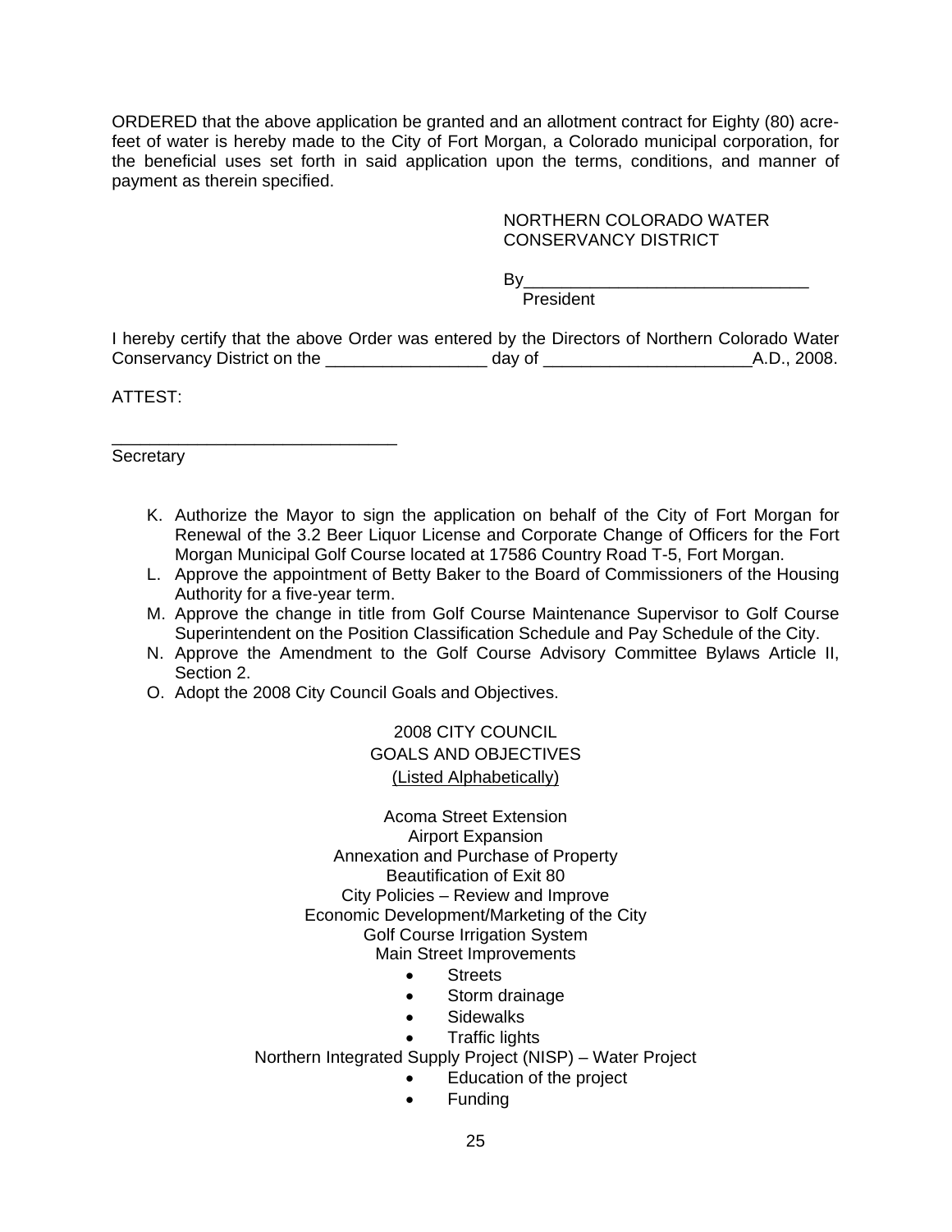ORDERED that the above application be granted and an allotment contract for Eighty (80) acre-feet of water is hereby made to the City of Fort Morgan, a Colorado municipal corporation, for the beneficial uses set forth in said application upon the terms, conditions, and manner of payment as therein specified.

NORTHERN COLORADO WATER
CONSERVANCY DISTRICT

By______________________________
President

I hereby certify that the above Order was entered by the Directors of Northern Colorado Water Conservancy District on the _________________ day of ______________________A.D., 2008.

ATTEST:

______________________________
Secretary

K. Authorize the Mayor to sign the application on behalf of the City of Fort Morgan for Renewal of the 3.2 Beer Liquor License and Corporate Change of Officers for the Fort Morgan Municipal Golf Course located at 17586 Country Road T-5, Fort Morgan.
L. Approve the appointment of Betty Baker to the Board of Commissioners of the Housing Authority for a five-year term.
M. Approve the change in title from Golf Course Maintenance Supervisor to Golf Course Superintendent on the Position Classification Schedule and Pay Schedule of the City.
N. Approve the Amendment to the Golf Course Advisory Committee Bylaws Article II, Section 2.
O. Adopt the 2008 City Council Goals and Objectives.

2008 CITY COUNCIL
GOALS AND OBJECTIVES
(Listed Alphabetically)

Acoma Street Extension
Airport Expansion
Annexation and Purchase of Property
Beautification of Exit 80
City Policies – Review and Improve
Economic Development/Marketing of the City
Golf Course Irrigation System
Main Street Improvements

- Streets
- Storm drainage
- Sidewalks
- Traffic lights

Northern Integrated Supply Project (NISP) – Water Project

- Education of the project
- Funding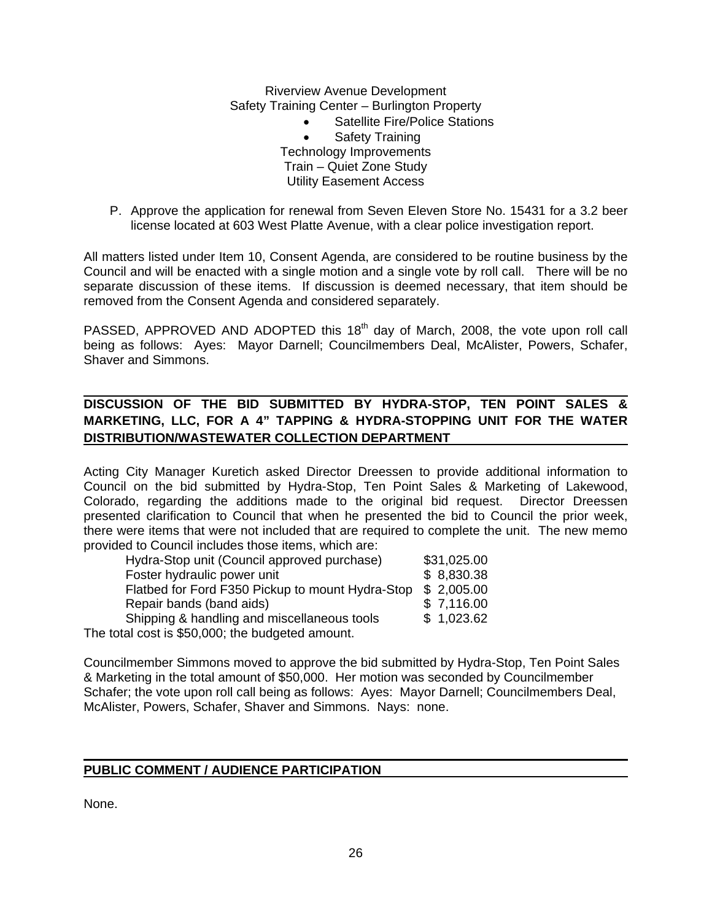Riverview Avenue Development
Safety Training Center – Burlington Property

- Satellite Fire/Police Stations
- Safety Training

Technology Improvements
Train – Quiet Zone Study
Utility Easement Access

P. Approve the application for renewal from Seven Eleven Store No. 15431 for a 3.2 beer license located at 603 West Platte Avenue, with a clear police investigation report.

All matters listed under Item 10, Consent Agenda, are considered to be routine business by the Council and will be enacted with a single motion and a single vote by roll call. There will be no separate discussion of these items. If discussion is deemed necessary, that item should be removed from the Consent Agenda and considered separately.

PASSED, APPROVED AND ADOPTED this 18th day of March, 2008, the vote upon roll call being as follows: Ayes: Mayor Darnell; Councilmembers Deal, McAlister, Powers, Schafer, Shaver and Simmons.

## DISCUSSION OF THE BID SUBMITTED BY HYDRA-STOP, TEN POINT SALES & MARKETING, LLC, FOR A 4" TAPPING & HYDRA-STOPPING UNIT FOR THE WATER DISTRIBUTION/WASTEWATER COLLECTION DEPARTMENT

Acting City Manager Kuretich asked Director Dreessen to provide additional information to Council on the bid submitted by Hydra-Stop, Ten Point Sales & Marketing of Lakewood, Colorado, regarding the additions made to the original bid request. Director Dreessen presented clarification to Council that when he presented the bid to Council the prior week, there were items that were not included that are required to complete the unit. The new memo provided to Council includes those items, which are:

| | |
|---|---|
| Hydra-Stop unit (Council approved purchase) | $31,025.00 |
| Foster hydraulic power unit | $ 8,830.38 |
| Flatbed for Ford F350 Pickup to mount Hydra-Stop | $ 2,005.00 |
| Repair bands (band aids) | $ 7,116.00 |
| Shipping & handling and miscellaneous tools | $ 1,023.62 |

The total cost is $50,000; the budgeted amount.

Councilmember Simmons moved to approve the bid submitted by Hydra-Stop, Ten Point Sales & Marketing in the total amount of $50,000. Her motion was seconded by Councilmember Schafer; the vote upon roll call being as follows: Ayes: Mayor Darnell; Councilmembers Deal, McAlister, Powers, Schafer, Shaver and Simmons. Nays: none.

## PUBLIC COMMENT / AUDIENCE PARTICIPATION

None.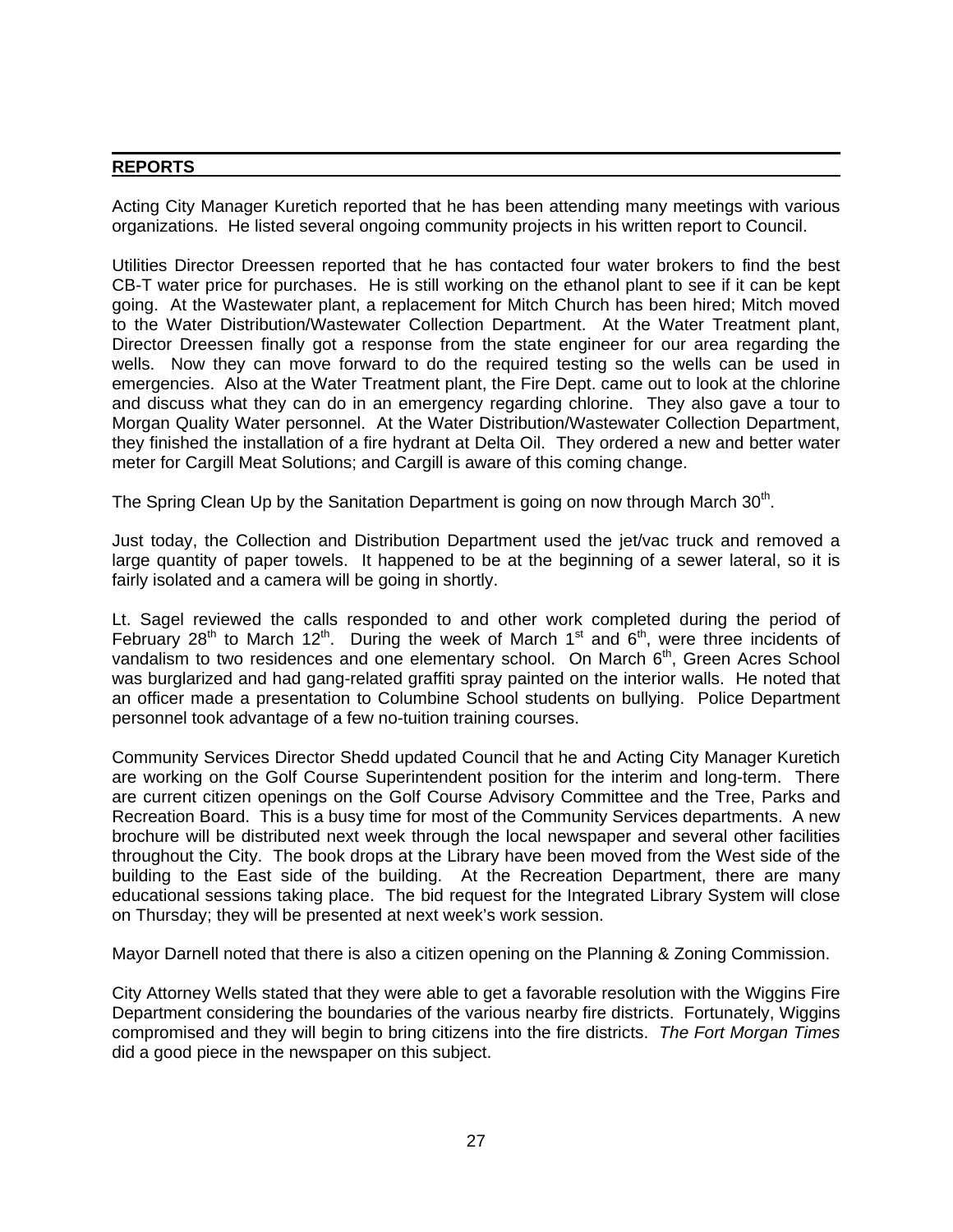## REPORTS

Acting City Manager Kuretich reported that he has been attending many meetings with various organizations. He listed several ongoing community projects in his written report to Council.

Utilities Director Dreessen reported that he has contacted four water brokers to find the best CB-T water price for purchases. He is still working on the ethanol plant to see if it can be kept going. At the Wastewater plant, a replacement for Mitch Church has been hired; Mitch moved to the Water Distribution/Wastewater Collection Department. At the Water Treatment plant, Director Dreessen finally got a response from the state engineer for our area regarding the wells. Now they can move forward to do the required testing so the wells can be used in emergencies. Also at the Water Treatment plant, the Fire Dept. came out to look at the chlorine and discuss what they can do in an emergency regarding chlorine. They also gave a tour to Morgan Quality Water personnel. At the Water Distribution/Wastewater Collection Department, they finished the installation of a fire hydrant at Delta Oil. They ordered a new and better water meter for Cargill Meat Solutions; and Cargill is aware of this coming change.

The Spring Clean Up by the Sanitation Department is going on now through March 30th.

Just today, the Collection and Distribution Department used the jet/vac truck and removed a large quantity of paper towels. It happened to be at the beginning of a sewer lateral, so it is fairly isolated and a camera will be going in shortly.

Lt. Sagel reviewed the calls responded to and other work completed during the period of February 28th to March 12th. During the week of March 1st and 6th, were three incidents of vandalism to two residences and one elementary school. On March 6th, Green Acres School was burglarized and had gang-related graffiti spray painted on the interior walls. He noted that an officer made a presentation to Columbine School students on bullying. Police Department personnel took advantage of a few no-tuition training courses.

Community Services Director Shedd updated Council that he and Acting City Manager Kuretich are working on the Golf Course Superintendent position for the interim and long-term. There are current citizen openings on the Golf Course Advisory Committee and the Tree, Parks and Recreation Board. This is a busy time for most of the Community Services departments. A new brochure will be distributed next week through the local newspaper and several other facilities throughout the City. The book drops at the Library have been moved from the West side of the building to the East side of the building. At the Recreation Department, there are many educational sessions taking place. The bid request for the Integrated Library System will close on Thursday; they will be presented at next week's work session.

Mayor Darnell noted that there is also a citizen opening on the Planning & Zoning Commission.

City Attorney Wells stated that they were able to get a favorable resolution with the Wiggins Fire Department considering the boundaries of the various nearby fire districts. Fortunately, Wiggins compromised and they will begin to bring citizens into the fire districts. *The Fort Morgan Times* did a good piece in the newspaper on this subject.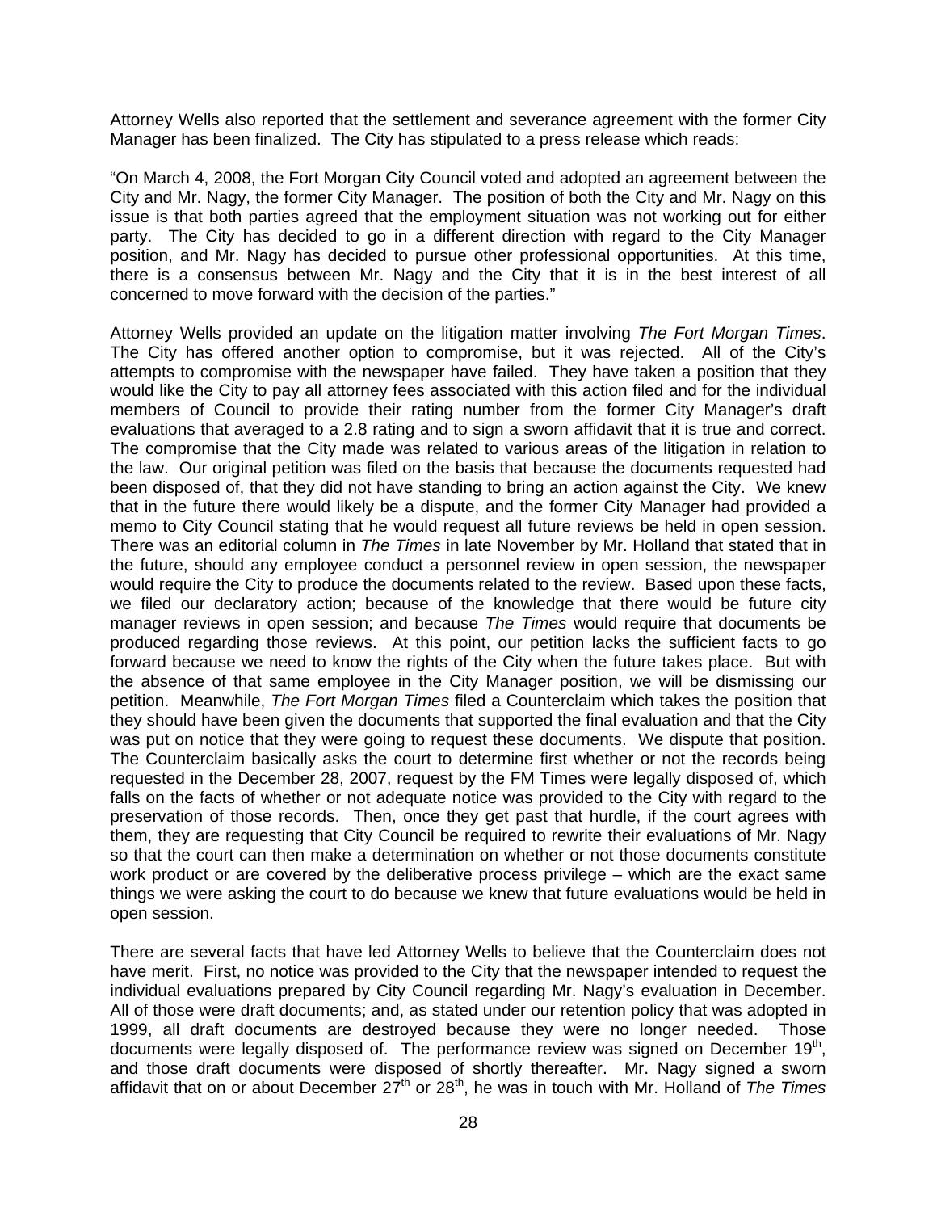Attorney Wells also reported that the settlement and severance agreement with the former City Manager has been finalized. The City has stipulated to a press release which reads:

"On March 4, 2008, the Fort Morgan City Council voted and adopted an agreement between the City and Mr. Nagy, the former City Manager. The position of both the City and Mr. Nagy on this issue is that both parties agreed that the employment situation was not working out for either party. The City has decided to go in a different direction with regard to the City Manager position, and Mr. Nagy has decided to pursue other professional opportunities. At this time, there is a consensus between Mr. Nagy and the City that it is in the best interest of all concerned to move forward with the decision of the parties."

Attorney Wells provided an update on the litigation matter involving *The Fort Morgan Times*. The City has offered another option to compromise, but it was rejected. All of the City's attempts to compromise with the newspaper have failed. They have taken a position that they would like the City to pay all attorney fees associated with this action filed and for the individual members of Council to provide their rating number from the former City Manager's draft evaluations that averaged to a 2.8 rating and to sign a sworn affidavit that it is true and correct. The compromise that the City made was related to various areas of the litigation in relation to the law. Our original petition was filed on the basis that because the documents requested had been disposed of, that they did not have standing to bring an action against the City. We knew that in the future there would likely be a dispute, and the former City Manager had provided a memo to City Council stating that he would request all future reviews be held in open session. There was an editorial column in *The Times* in late November by Mr. Holland that stated that in the future, should any employee conduct a personnel review in open session, the newspaper would require the City to produce the documents related to the review. Based upon these facts, we filed our declaratory action; because of the knowledge that there would be future city manager reviews in open session; and because *The Times* would require that documents be produced regarding those reviews. At this point, our petition lacks the sufficient facts to go forward because we need to know the rights of the City when the future takes place. But with the absence of that same employee in the City Manager position, we will be dismissing our petition. Meanwhile, *The Fort Morgan Times* filed a Counterclaim which takes the position that they should have been given the documents that supported the final evaluation and that the City was put on notice that they were going to request these documents. We dispute that position. The Counterclaim basically asks the court to determine first whether or not the records being requested in the December 28, 2007, request by the FM Times were legally disposed of, which falls on the facts of whether or not adequate notice was provided to the City with regard to the preservation of those records. Then, once they get past that hurdle, if the court agrees with them, they are requesting that City Council be required to rewrite their evaluations of Mr. Nagy so that the court can then make a determination on whether or not those documents constitute work product or are covered by the deliberative process privilege – which are the exact same things we were asking the court to do because we knew that future evaluations would be held in open session.

There are several facts that have led Attorney Wells to believe that the Counterclaim does not have merit. First, no notice was provided to the City that the newspaper intended to request the individual evaluations prepared by City Council regarding Mr. Nagy's evaluation in December. All of those were draft documents; and, as stated under our retention policy that was adopted in 1999, all draft documents are destroyed because they were no longer needed. Those documents were legally disposed of. The performance review was signed on December 19th, and those draft documents were disposed of shortly thereafter. Mr. Nagy signed a sworn affidavit that on or about December 27th or 28th, he was in touch with Mr. Holland of *The Times*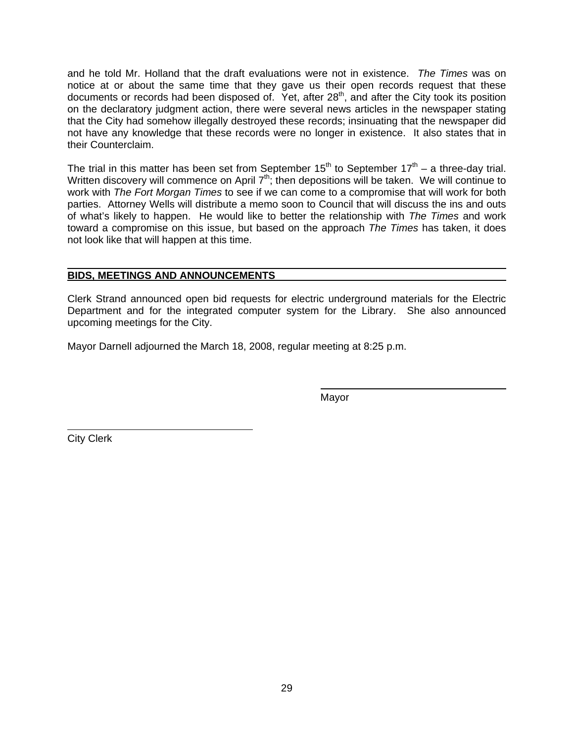and he told Mr. Holland that the draft evaluations were not in existence. *The Times* was on notice at or about the same time that they gave us their open records request that these documents or records had been disposed of. Yet, after 28th, and after the City took its position on the declaratory judgment action, there were several news articles in the newspaper stating that the City had somehow illegally destroyed these records; insinuating that the newspaper did not have any knowledge that these records were no longer in existence. It also states that in their Counterclaim.

The trial in this matter has been set from September 15th to September 17th – a three-day trial. Written discovery will commence on April 7th; then depositions will be taken. We will continue to work with *The Fort Morgan Times* to see if we can come to a compromise that will work for both parties. Attorney Wells will distribute a memo soon to Council that will discuss the ins and outs of what's likely to happen. He would like to better the relationship with *The Times* and work toward a compromise on this issue, but based on the approach *The Times* has taken, it does not look like that will happen at this time.

## BIDS, MEETINGS AND ANNOUNCEMENTS

Clerk Strand announced open bid requests for electric underground materials for the Electric Department and for the integrated computer system for the Library. She also announced upcoming meetings for the City.

Mayor Darnell adjourned the March 18, 2008, regular meeting at 8:25 p.m.

Mayor

City Clerk